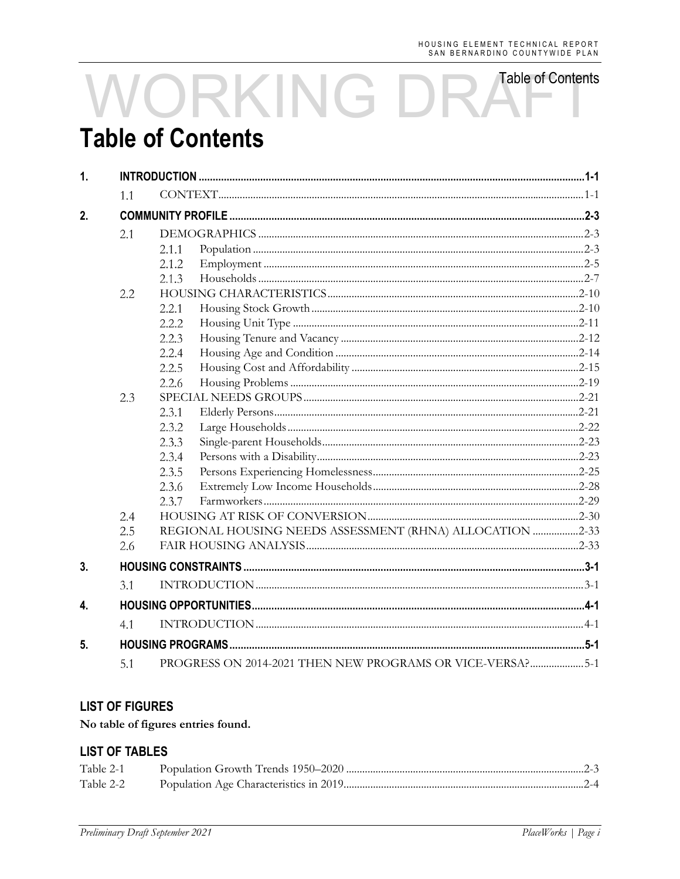# Table of Contents

| | | | |
|---|---|---|---|
| **1.** | **INTRODUCTION** | | **1-1** |
| | 1.1 | CONTEXT | 1-1 |
| **2.** | **COMMUNITY PROFILE** | | **2-3** |
| | 2.1 | DEMOGRAPHICS | 2-3 |
| | | 2.1.1 Population | 2-3 |
| | | 2.1.2 Employment | 2-5 |
| | | 2.1.3 Households | 2-7 |
| | 2.2 | HOUSING CHARACTERISTICS | 2-10 |
| | | 2.2.1 Housing Stock Growth | 2-10 |
| | | 2.2.2 Housing Unit Type | 2-11 |
| | | 2.2.3 Housing Tenure and Vacancy | 2-12 |
| | | 2.2.4 Housing Age and Condition | 2-14 |
| | | 2.2.5 Housing Cost and Affordability | 2-15 |
| | | 2.2.6 Housing Problems | 2-19 |
| | 2.3 | SPECIAL NEEDS GROUPS | 2-21 |
| | | 2.3.1 Elderly Persons | 2-21 |
| | | 2.3.2 Large Households | 2-22 |
| | | 2.3.3 Single-parent Households | 2-23 |
| | | 2.3.4 Persons with a Disability | 2-23 |
| | | 2.3.5 Persons Experiencing Homelessness | 2-25 |
| | | 2.3.6 Extremely Low Income Households | 2-28 |
| | | 2.3.7 Farmworkers | 2-29 |
| | 2.4 | HOUSING AT RISK OF CONVERSION | 2-30 |
| | 2.5 | REGIONAL HOUSING NEEDS ASSESSMENT (RHNA) ALLOCATION | 2-33 |
| | 2.6 | FAIR HOUSING ANALYSIS | 2-33 |
| **3.** | **HOUSING CONSTRAINTS** | | **3-1** |
| | 3.1 | INTRODUCTION | 3-1 |
| **4.** | **HOUSING OPPORTUNITIES** | | **4-1** |
| | 4.1 | INTRODUCTION | 4-1 |
| **5.** | **HOUSING PROGRAMS** | | **5-1** |
| | 5.1 | PROGRESS ON 2014-2021 THEN NEW PROGRAMS OR VICE-VERSA? | 5-1 |

### LIST OF FIGURES

**No table of figures entries found.**

### LIST OF TABLES

| | | |
|---|---|---|
| Table 2-1 | Population Growth Trends 1950–2020 | 2-3 |
| Table 2-2 | Population Age Characteristics in 2019 | 2-4 |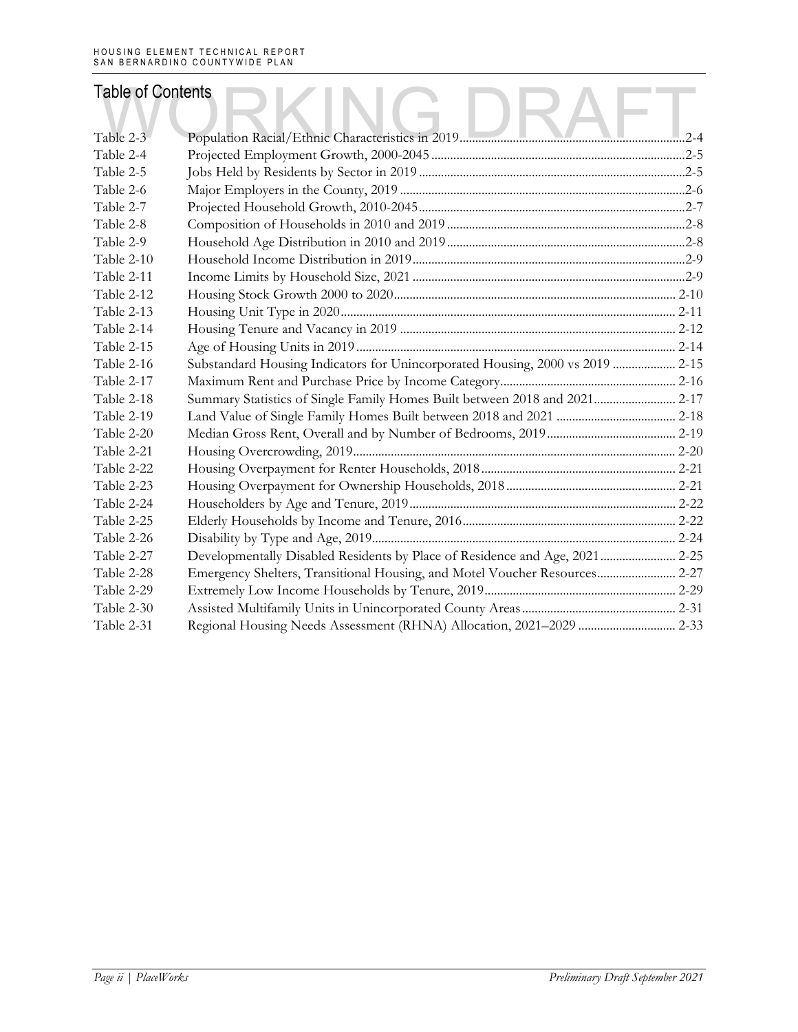## Table of Contents

WORKING DRAFT

| | | |
|---|---|---|
| Table 2-3 | Population Racial/Ethnic Characteristics in 2019 | 2-4 |
| Table 2-4 | Projected Employment Growth, 2000-2045 | 2-5 |
| Table 2-5 | Jobs Held by Residents by Sector in 2019 | 2-5 |
| Table 2-6 | Major Employers in the County, 2019 | 2-6 |
| Table 2-7 | Projected Household Growth, 2010-2045 | 2-7 |
| Table 2-8 | Composition of Households in 2010 and 2019 | 2-8 |
| Table 2-9 | Household Age Distribution in 2010 and 2019 | 2-8 |
| Table 2-10 | Household Income Distribution in 2019 | 2-9 |
| Table 2-11 | Income Limits by Household Size, 2021 | 2-9 |
| Table 2-12 | Housing Stock Growth 2000 to 2020 | 2-10 |
| Table 2-13 | Housing Unit Type in 2020 | 2-11 |
| Table 2-14 | Housing Tenure and Vacancy in 2019 | 2-12 |
| Table 2-15 | Age of Housing Units in 2019 | 2-14 |
| Table 2-16 | Substandard Housing Indicators for Unincorporated Housing, 2000 vs 2019 | 2-15 |
| Table 2-17 | Maximum Rent and Purchase Price by Income Category | 2-16 |
| Table 2-18 | Summary Statistics of Single Family Homes Built between 2018 and 2021 | 2-17 |
| Table 2-19 | Land Value of Single Family Homes Built between 2018 and 2021 | 2-18 |
| Table 2-20 | Median Gross Rent, Overall and by Number of Bedrooms, 2019 | 2-19 |
| Table 2-21 | Housing Overcrowding, 2019 | 2-20 |
| Table 2-22 | Housing Overpayment for Renter Households, 2018 | 2-21 |
| Table 2-23 | Housing Overpayment for Ownership Households, 2018 | 2-21 |
| Table 2-24 | Householders by Age and Tenure, 2019 | 2-22 |
| Table 2-25 | Elderly Households by Income and Tenure, 2016 | 2-22 |
| Table 2-26 | Disability by Type and Age, 2019 | 2-24 |
| Table 2-27 | Developmentally Disabled Residents by Place of Residence and Age, 2021 | 2-25 |
| Table 2-28 | Emergency Shelters, Transitional Housing, and Motel Voucher Resources | 2-27 |
| Table 2-29 | Extremely Low Income Households by Tenure, 2019 | 2-29 |
| Table 2-30 | Assisted Multifamily Units in Unincorporated County Areas | 2-31 |
| Table 2-31 | Regional Housing Needs Assessment (RHNA) Allocation, 2021–2029 | 2-33 |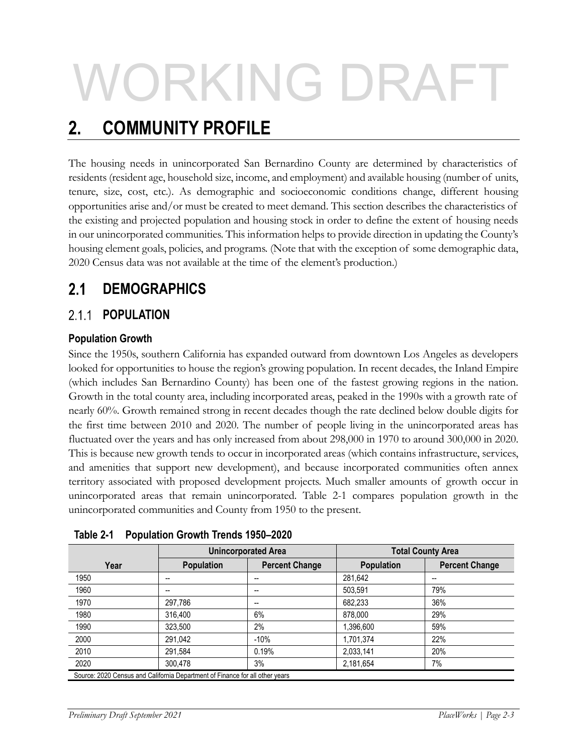WORKING DRAFT

# 2. COMMUNITY PROFILE

The housing needs in unincorporated San Bernardino County are determined by characteristics of residents (resident age, household size, income, and employment) and available housing (number of units, tenure, size, cost, etc.). As demographic and socioeconomic conditions change, different housing opportunities arise and/or must be created to meet demand. This section describes the characteristics of the existing and projected population and housing stock in order to define the extent of housing needs in our unincorporated communities. This information helps to provide direction in updating the County's housing element goals, policies, and programs. (Note that with the exception of some demographic data, 2020 Census data was not available at the time of the element's production.)

## 2.1 DEMOGRAPHICS

### 2.1.1 POPULATION

#### Population Growth

Since the 1950s, southern California has expanded outward from downtown Los Angeles as developers looked for opportunities to house the region's growing population. In recent decades, the Inland Empire (which includes San Bernardino County) has been one of the fastest growing regions in the nation. Growth in the total county area, including incorporated areas, peaked in the 1990s with a growth rate of nearly 60%. Growth remained strong in recent decades though the rate declined below double digits for the first time between 2010 and 2020. The number of people living in the unincorporated areas has fluctuated over the years and has only increased from about 298,000 in 1970 to around 300,000 in 2020. This is because new growth tends to occur in incorporated areas (which contains infrastructure, services, and amenities that support new development), and because incorporated communities often annex territory associated with proposed development projects. Much smaller amounts of growth occur in unincorporated areas that remain unincorporated. Table 2-1 compares population growth in the unincorporated communities and County from 1950 to the present.

**Table 2-1 Population Growth Trends 1950–2020**

| | Unincorporated Area | | Total County Area | |
|---|---|---|---|---|
| Year | Population | Percent Change | Population | Percent Change |
| 1950 | -- | -- | 281,642 | -- |
| 1960 | -- | -- | 503,591 | 79% |
| 1970 | 297,786 | -- | 682,233 | 36% |
| 1980 | 316,400 | 6% | 878,000 | 29% |
| 1990 | 323,500 | 2% | 1,396,600 | 59% |
| 2000 | 291,042 | -10% | 1,701,374 | 22% |
| 2010 | 291,584 | 0.19% | 2,033,141 | 20% |
| 2020 | 300,478 | 3% | 2,181,654 | 7% |

Source: 2020 Census and California Department of Finance for all other years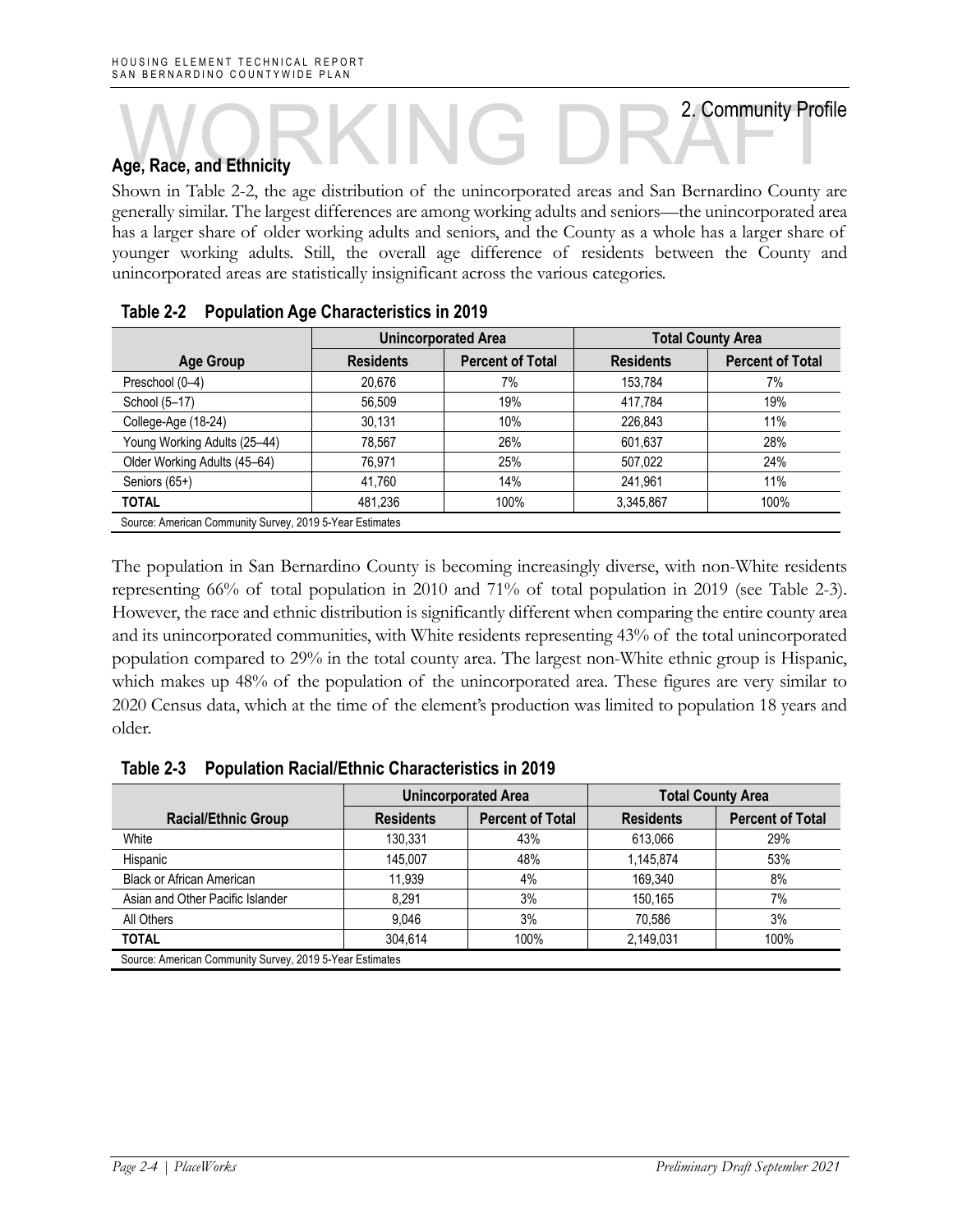## 2. Community Profile

### Age, Race, and Ethnicity

Shown in Table 2-2, the age distribution of the unincorporated areas and San Bernardino County are generally similar. The largest differences are among working adults and seniors—the unincorporated area has a larger share of older working adults and seniors, and the County as a whole has a larger share of younger working adults. Still, the overall age difference of residents between the County and unincorporated areas are statistically insignificant across the various categories.

**Table 2-2 Population Age Characteristics in 2019**

| | Unincorporated Area | | Total County Area | |
|---|---|---|---|---|
| **Age Group** | **Residents** | **Percent of Total** | **Residents** | **Percent of Total** |
| Preschool (0–4) | 20,676 | 7% | 153,784 | 7% |
| School (5–17) | 56,509 | 19% | 417,784 | 19% |
| College-Age (18-24) | 30,131 | 10% | 226,843 | 11% |
| Young Working Adults (25–44) | 78,567 | 26% | 601,637 | 28% |
| Older Working Adults (45–64) | 76,971 | 25% | 507,022 | 24% |
| Seniors (65+) | 41,760 | 14% | 241,961 | 11% |
| **TOTAL** | 481,236 | 100% | 3,345,867 | 100% |

Source: American Community Survey, 2019 5-Year Estimates

The population in San Bernardino County is becoming increasingly diverse, with non-White residents representing 66% of total population in 2010 and 71% of total population in 2019 (see Table 2-3). However, the race and ethnic distribution is significantly different when comparing the entire county area and its unincorporated communities, with White residents representing 43% of the total unincorporated population compared to 29% in the total county area. The largest non-White ethnic group is Hispanic, which makes up 48% of the population of the unincorporated area. These figures are very similar to 2020 Census data, which at the time of the element's production was limited to population 18 years and older.

**Table 2-3 Population Racial/Ethnic Characteristics in 2019**

| | Unincorporated Area | | Total County Area | |
|---|---|---|---|---|
| **Racial/Ethnic Group** | **Residents** | **Percent of Total** | **Residents** | **Percent of Total** |
| White | 130,331 | 43% | 613,066 | 29% |
| Hispanic | 145,007 | 48% | 1,145,874 | 53% |
| Black or African American | 11,939 | 4% | 169,340 | 8% |
| Asian and Other Pacific Islander | 8,291 | 3% | 150,165 | 7% |
| All Others | 9,046 | 3% | 70,586 | 3% |
| **TOTAL** | 304,614 | 100% | 2,149,031 | 100% |

Source: American Community Survey, 2019 5-Year Estimates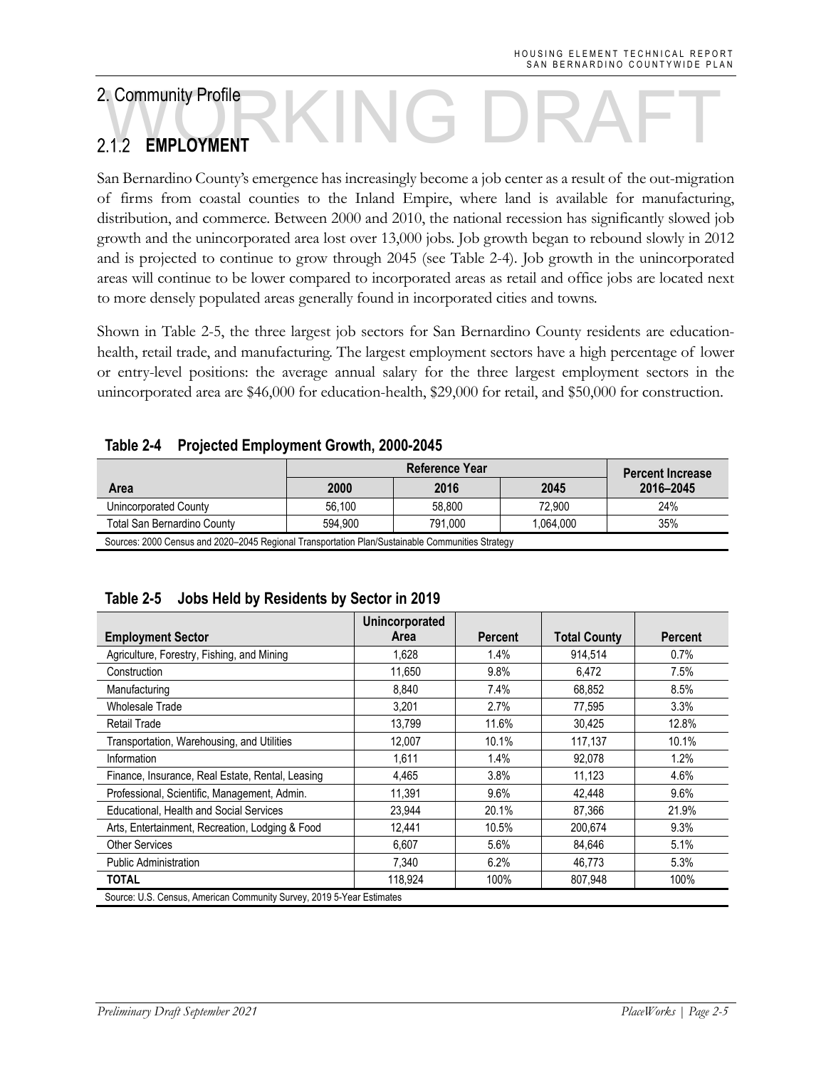2. Community Profile

## 2.1.2 EMPLOYMENT

San Bernardino County's emergence has increasingly become a job center as a result of the out-migration of firms from coastal counties to the Inland Empire, where land is available for manufacturing, distribution, and commerce. Between 2000 and 2010, the national recession has significantly slowed job growth and the unincorporated area lost over 13,000 jobs. Job growth began to rebound slowly in 2012 and is projected to continue to grow through 2045 (see Table 2-4). Job growth in the unincorporated areas will continue to be lower compared to incorporated areas as retail and office jobs are located next to more densely populated areas generally found in incorporated cities and towns.

Shown in Table 2-5, the three largest job sectors for San Bernardino County residents are education-health, retail trade, and manufacturing. The largest employment sectors have a high percentage of lower or entry-level positions: the average annual salary for the three largest employment sectors in the unincorporated area are $46,000 for education-health, $29,000 for retail, and $50,000 for construction.

**Table 2-4 Projected Employment Growth, 2000-2045**

| Area | Reference Year | | | Percent Increase 2016–2045 |
|---|---|---|---|---|
| | 2000 | 2016 | 2045 | |
| Unincorporated County | 56,100 | 58,800 | 72,900 | 24% |
| Total San Bernardino County | 594,900 | 791,000 | 1,064,000 | 35% |

Sources: 2000 Census and 2020–2045 Regional Transportation Plan/Sustainable Communities Strategy

**Table 2-5 Jobs Held by Residents by Sector in 2019**

| Employment Sector | Unincorporated Area | Percent | Total County | Percent |
|---|---|---|---|---|
| Agriculture, Forestry, Fishing, and Mining | 1,628 | 1.4% | 914,514 | 0.7% |
| Construction | 11,650 | 9.8% | 6,472 | 7.5% |
| Manufacturing | 8,840 | 7.4% | 68,852 | 8.5% |
| Wholesale Trade | 3,201 | 2.7% | 77,595 | 3.3% |
| Retail Trade | 13,799 | 11.6% | 30,425 | 12.8% |
| Transportation, Warehousing, and Utilities | 12,007 | 10.1% | 117,137 | 10.1% |
| Information | 1,611 | 1.4% | 92,078 | 1.2% |
| Finance, Insurance, Real Estate, Rental, Leasing | 4,465 | 3.8% | 11,123 | 4.6% |
| Professional, Scientific, Management, Admin. | 11,391 | 9.6% | 42,448 | 9.6% |
| Educational, Health and Social Services | 23,944 | 20.1% | 87,366 | 21.9% |
| Arts, Entertainment, Recreation, Lodging & Food | 12,441 | 10.5% | 200,674 | 9.3% |
| Other Services | 6,607 | 5.6% | 84,646 | 5.1% |
| Public Administration | 7,340 | 6.2% | 46,773 | 5.3% |
| **TOTAL** | 118,924 | 100% | 807,948 | 100% |

Source: U.S. Census, American Community Survey, 2019 5-Year Estimates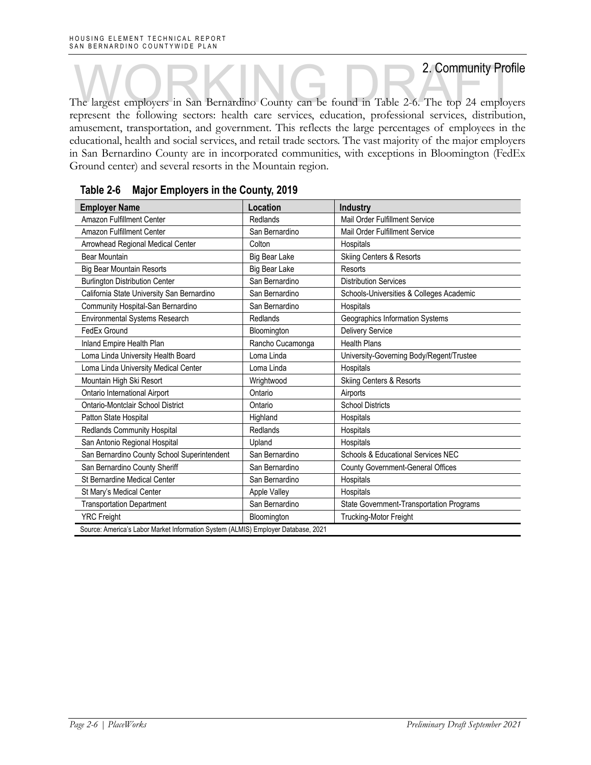## 2. Community Profile

The largest employers in San Bernardino County can be found in Table 2-6. The top 24 employers represent the following sectors: health care services, education, professional services, distribution, amusement, transportation, and government. This reflects the large percentages of employees in the educational, health and social services, and retail trade sectors. The vast majority of the major employers in San Bernardino County are in incorporated communities, with exceptions in Bloomington (FedEx Ground center) and several resorts in the Mountain region.

**Table 2-6 Major Employers in the County, 2019**

| Employer Name | Location | Industry |
|---|---|---|
| Amazon Fulfillment Center | Redlands | Mail Order Fulfillment Service |
| Amazon Fulfillment Center | San Bernardino | Mail Order Fulfillment Service |
| Arrowhead Regional Medical Center | Colton | Hospitals |
| Bear Mountain | Big Bear Lake | Skiing Centers & Resorts |
| Big Bear Mountain Resorts | Big Bear Lake | Resorts |
| Burlington Distribution Center | San Bernardino | Distribution Services |
| California State University San Bernardino | San Bernardino | Schools-Universities & Colleges Academic |
| Community Hospital-San Bernardino | San Bernardino | Hospitals |
| Environmental Systems Research | Redlands | Geographics Information Systems |
| FedEx Ground | Bloomington | Delivery Service |
| Inland Empire Health Plan | Rancho Cucamonga | Health Plans |
| Loma Linda University Health Board | Loma Linda | University-Governing Body/Regent/Trustee |
| Loma Linda University Medical Center | Loma Linda | Hospitals |
| Mountain High Ski Resort | Wrightwood | Skiing Centers & Resorts |
| Ontario International Airport | Ontario | Airports |
| Ontario-Montclair School District | Ontario | School Districts |
| Patton State Hospital | Highland | Hospitals |
| Redlands Community Hospital | Redlands | Hospitals |
| San Antonio Regional Hospital | Upland | Hospitals |
| San Bernardino County School Superintendent | San Bernardino | Schools & Educational Services NEC |
| San Bernardino County Sheriff | San Bernardino | County Government-General Offices |
| St Bernardine Medical Center | San Bernardino | Hospitals |
| St Mary's Medical Center | Apple Valley | Hospitals |
| Transportation Department | San Bernardino | State Government-Transportation Programs |
| YRC Freight | Bloomington | Trucking-Motor Freight |

Source: America's Labor Market Information System (ALMIS) Employer Database, 2021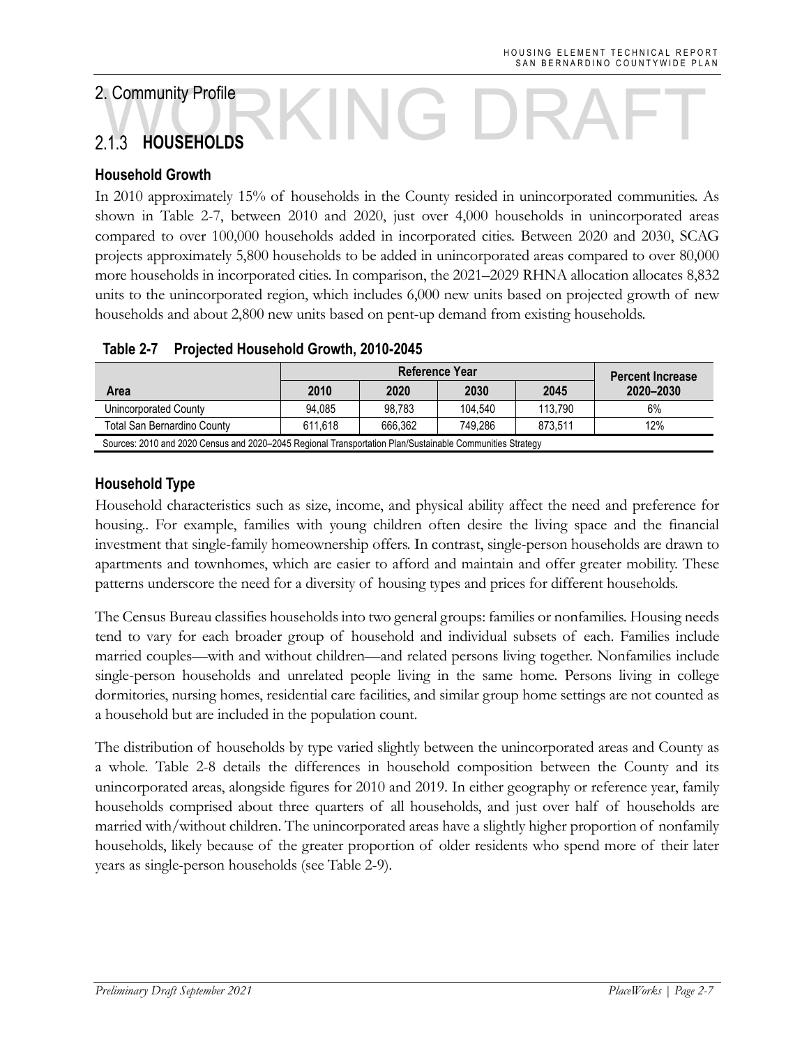## 2. Community Profile

### 2.1.3 HOUSEHOLDS

#### Household Growth

In 2010 approximately 15% of households in the County resided in unincorporated communities. As shown in Table 2-7, between 2010 and 2020, just over 4,000 households in unincorporated areas compared to over 100,000 households added in incorporated cities. Between 2020 and 2030, SCAG projects approximately 5,800 households to be added in unincorporated areas compared to over 80,000 more households in incorporated cities. In comparison, the 2021–2029 RHNA allocation allocates 8,832 units to the unincorporated region, which includes 6,000 new units based on projected growth of new households and about 2,800 new units based on pent-up demand from existing households.

**Table 2-7 Projected Household Growth, 2010-2045**

| Area | Reference Year | | | | Percent Increase |
|---|---|---|---|---|---|
| | 2010 | 2020 | 2030 | 2045 | 2020–2030 |
| Unincorporated County | 94,085 | 98,783 | 104,540 | 113,790 | 6% |
| Total San Bernardino County | 611,618 | 666,362 | 749,286 | 873,511 | 12% |

Sources: 2010 and 2020 Census and 2020–2045 Regional Transportation Plan/Sustainable Communities Strategy

#### Household Type

Household characteristics such as size, income, and physical ability affect the need and preference for housing.. For example, families with young children often desire the living space and the financial investment that single-family homeownership offers. In contrast, single-person households are drawn to apartments and townhomes, which are easier to afford and maintain and offer greater mobility. These patterns underscore the need for a diversity of housing types and prices for different households.

The Census Bureau classifies households into two general groups: families or nonfamilies. Housing needs tend to vary for each broader group of household and individual subsets of each. Families include married couples—with and without children—and related persons living together. Nonfamilies include single-person households and unrelated people living in the same home. Persons living in college dormitories, nursing homes, residential care facilities, and similar group home settings are not counted as a household but are included in the population count.

The distribution of households by type varied slightly between the unincorporated areas and County as a whole. Table 2-8 details the differences in household composition between the County and its unincorporated areas, alongside figures for 2010 and 2019. In either geography or reference year, family households comprised about three quarters of all households, and just over half of households are married with/without children. The unincorporated areas have a slightly higher proportion of nonfamily households, likely because of the greater proportion of older residents who spend more of their later years as single-person households (see Table 2-9).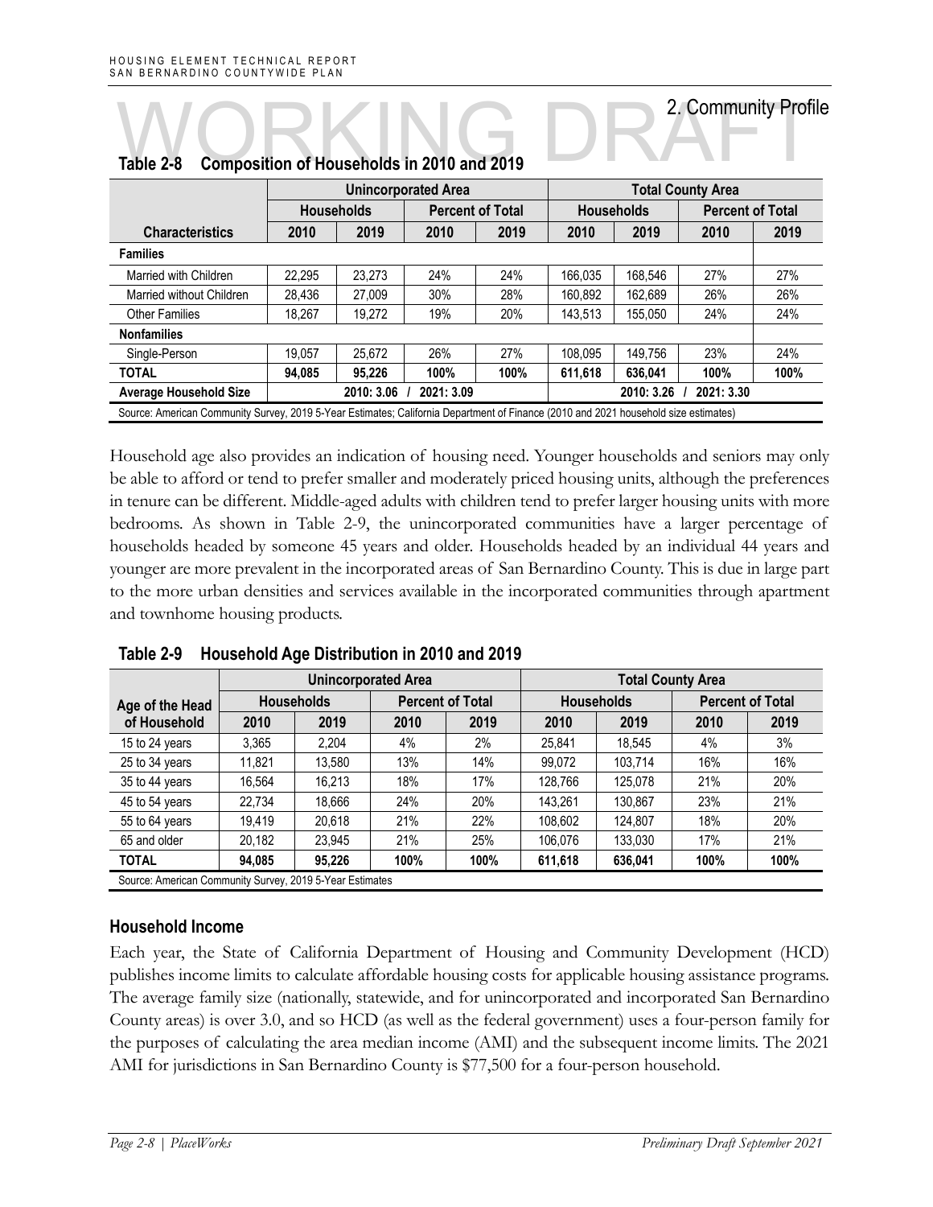## 2. Community Profile

**Table 2-8 Composition of Households in 2010 and 2019**

| | Unincorporated Area | | | | Total County Area | | | |
|---|---|---|---|---|---|---|---|---|
| | Households | | Percent of Total | | Households | | Percent of Total | |
| **Characteristics** | **2010** | **2019** | **2010** | **2019** | **2010** | **2019** | **2010** | **2019** |
| **Families** | | | | | | | | |
| Married with Children | 22,295 | 23,273 | 24% | 24% | 166,035 | 168,546 | 27% | 27% |
| Married without Children | 28,436 | 27,009 | 30% | 28% | 160,892 | 162,689 | 26% | 26% |
| Other Families | 18,267 | 19,272 | 19% | 20% | 143,513 | 155,050 | 24% | 24% |
| **Nonfamilies** | | | | | | | | |
| Single-Person | 19,057 | 25,672 | 26% | 27% | 108,095 | 149,756 | 23% | 24% |
| **TOTAL** | **94,085** | **95,226** | **100%** | **100%** | **611,618** | **636,041** | **100%** | **100%** |
| **Average Household Size** | **2010: 3.06 / 2021: 3.09** | | | | **2010: 3.26 / 2021: 3.30** | | | |

Source: American Community Survey, 2019 5-Year Estimates; California Department of Finance (2010 and 2021 household size estimates)

Household age also provides an indication of housing need. Younger households and seniors may only be able to afford or tend to prefer smaller and moderately priced housing units, although the preferences in tenure can be different. Middle-aged adults with children tend to prefer larger housing units with more bedrooms. As shown in Table 2-9, the unincorporated communities have a larger percentage of households headed by someone 45 years and older. Households headed by an individual 44 years and younger are more prevalent in the incorporated areas of San Bernardino County. This is due in large part to the more urban densities and services available in the incorporated communities through apartment and townhome housing products.

**Table 2-9 Household Age Distribution in 2010 and 2019**

| | Unincorporated Area | | | | Total County Area | | | |
|---|---|---|---|---|---|---|---|---|
| **Age of the Head** | Households | | Percent of Total | | Households | | Percent of Total | |
| **of Household** | **2010** | **2019** | **2010** | **2019** | **2010** | **2019** | **2010** | **2019** |
| 15 to 24 years | 3,365 | 2,204 | 4% | 2% | 25,841 | 18,545 | 4% | 3% |
| 25 to 34 years | 11,821 | 13,580 | 13% | 14% | 99,072 | 103,714 | 16% | 16% |
| 35 to 44 years | 16,564 | 16,213 | 18% | 17% | 128,766 | 125,078 | 21% | 20% |
| 45 to 54 years | 22,734 | 18,666 | 24% | 20% | 143,261 | 130,867 | 23% | 21% |
| 55 to 64 years | 19,419 | 20,618 | 21% | 22% | 108,602 | 124,807 | 18% | 20% |
| 65 and older | 20,182 | 23,945 | 21% | 25% | 106,076 | 133,030 | 17% | 21% |
| **TOTAL** | **94,085** | **95,226** | **100%** | **100%** | **611,618** | **636,041** | **100%** | **100%** |

Source: American Community Survey, 2019 5-Year Estimates

### Household Income

Each year, the State of California Department of Housing and Community Development (HCD) publishes income limits to calculate affordable housing costs for applicable housing assistance programs. The average family size (nationally, statewide, and for unincorporated and incorporated San Bernardino County areas) is over 3.0, and so HCD (as well as the federal government) uses a four-person family for the purposes of calculating the area median income (AMI) and the subsequent income limits. The 2021 AMI for jurisdictions in San Bernardino County is $77,500 for a four-person household.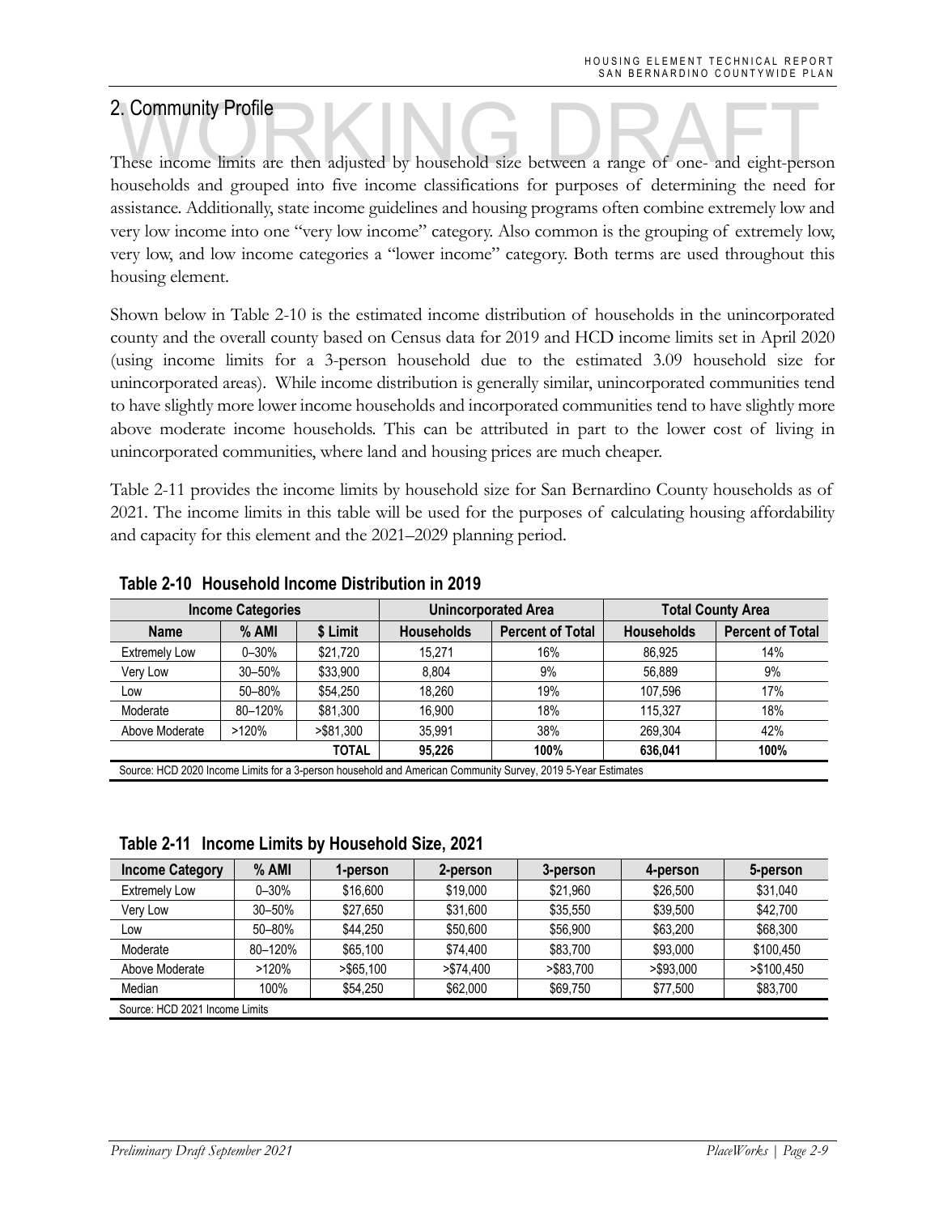## 2. Community Profile

These income limits are then adjusted by household size between a range of one- and eight-person households and grouped into five income classifications for purposes of determining the need for assistance. Additionally, state income guidelines and housing programs often combine extremely low and very low income into one "very low income" category. Also common is the grouping of extremely low, very low, and low income categories a "lower income" category. Both terms are used throughout this housing element.

Shown below in Table 2-10 is the estimated income distribution of households in the unincorporated county and the overall county based on Census data for 2019 and HCD income limits set in April 2020 (using income limits for a 3-person household due to the estimated 3.09 household size for unincorporated areas). While income distribution is generally similar, unincorporated communities tend to have slightly more lower income households and incorporated communities tend to have slightly more above moderate income households. This can be attributed in part to the lower cost of living in unincorporated communities, where land and housing prices are much cheaper.

Table 2-11 provides the income limits by household size for San Bernardino County households as of 2021. The income limits in this table will be used for the purposes of calculating housing affordability and capacity for this element and the 2021–2029 planning period.

**Table 2-10 Household Income Distribution in 2019**

| Income Categories | | | Unincorporated Area | | Total County Area | |
|---|---|---|---|---|---|---|
| Name | % AMI | $ Limit | Households | Percent of Total | Households | Percent of Total |
| Extremely Low | 0–30% | $21,720 | 15,271 | 16% | 86,925 | 14% |
| Very Low | 30–50% | $33,900 | 8,804 | 9% | 56,889 | 9% |
| Low | 50–80% | $54,250 | 18,260 | 19% | 107,596 | 17% |
| Moderate | 80–120% | $81,300 | 16,900 | 18% | 115,327 | 18% |
| Above Moderate | >120% | >$81,300 | 35,991 | 38% | 269,304 | 42% |
| | | **TOTAL** | **95,226** | **100%** | **636,041** | **100%** |

Source: HCD 2020 Income Limits for a 3-person household and American Community Survey, 2019 5-Year Estimates

**Table 2-11 Income Limits by Household Size, 2021**

| Income Category | % AMI | 1-person | 2-person | 3-person | 4-person | 5-person |
|---|---|---|---|---|---|---|
| Extremely Low | 0–30% | $16,600 | $19,000 | $21,960 | $26,500 | $31,040 |
| Very Low | 30–50% | $27,650 | $31,600 | $35,550 | $39,500 | $42,700 |
| Low | 50–80% | $44,250 | $50,600 | $56,900 | $63,200 | $68,300 |
| Moderate | 80–120% | $65,100 | $74,400 | $83,700 | $93,000 | $100,450 |
| Above Moderate | >120% | >$65,100 | >$74,400 | >$83,700 | >$93,000 | >$100,450 |
| Median | 100% | $54,250 | $62,000 | $69,750 | $77,500 | $83,700 |

Source: HCD 2021 Income Limits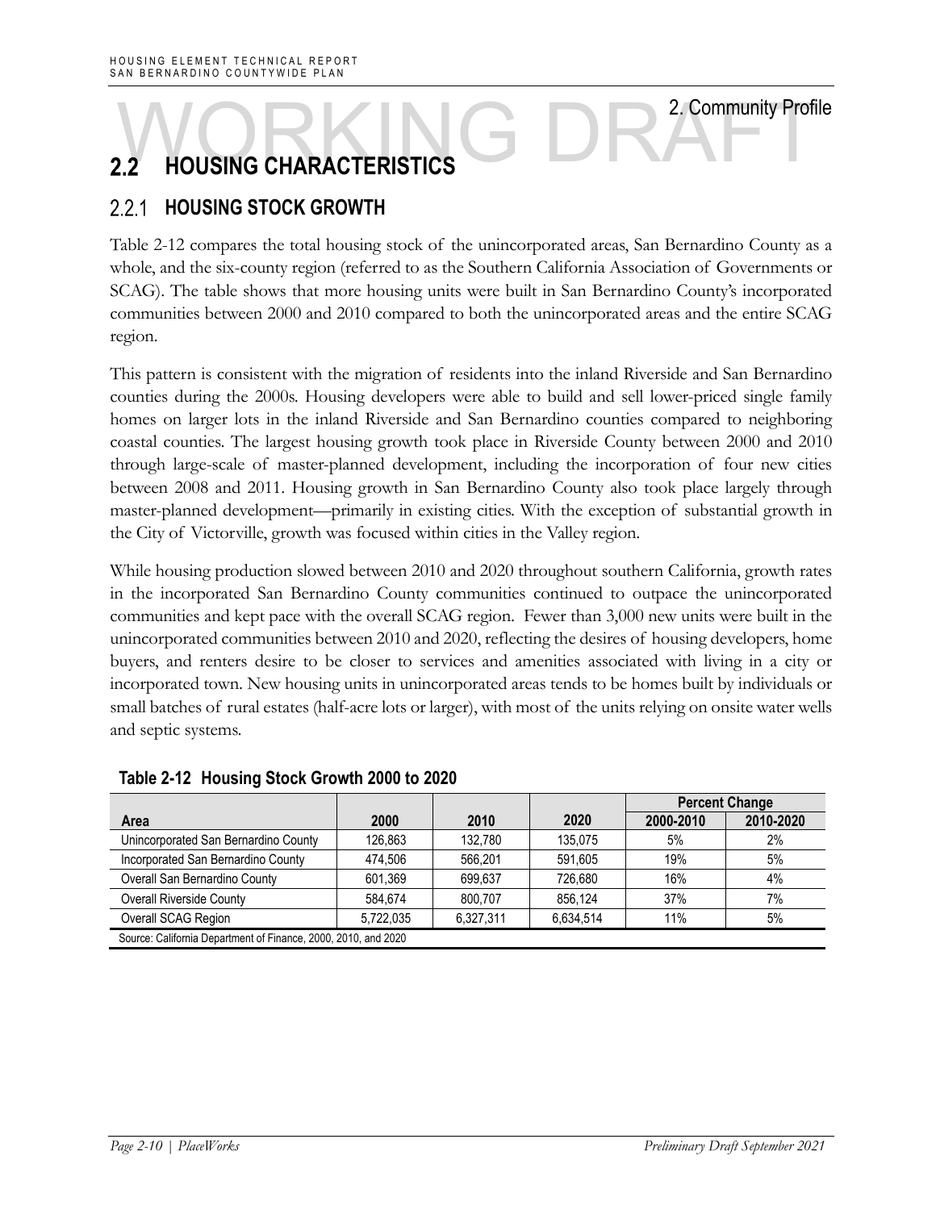## 2.2 HOUSING CHARACTERISTICS

### 2.2.1 HOUSING STOCK GROWTH

Table 2-12 compares the total housing stock of the unincorporated areas, San Bernardino County as a whole, and the six-county region (referred to as the Southern California Association of Governments or SCAG). The table shows that more housing units were built in San Bernardino County's incorporated communities between 2000 and 2010 compared to both the unincorporated areas and the entire SCAG region.

This pattern is consistent with the migration of residents into the inland Riverside and San Bernardino counties during the 2000s. Housing developers were able to build and sell lower-priced single family homes on larger lots in the inland Riverside and San Bernardino counties compared to neighboring coastal counties. The largest housing growth took place in Riverside County between 2000 and 2010 through large-scale of master-planned development, including the incorporation of four new cities between 2008 and 2011. Housing growth in San Bernardino County also took place largely through master-planned development—primarily in existing cities. With the exception of substantial growth in the City of Victorville, growth was focused within cities in the Valley region.

While housing production slowed between 2010 and 2020 throughout southern California, growth rates in the incorporated San Bernardino County communities continued to outpace the unincorporated communities and kept pace with the overall SCAG region. Fewer than 3,000 new units were built in the unincorporated communities between 2010 and 2020, reflecting the desires of housing developers, home buyers, and renters desire to be closer to services and amenities associated with living in a city or incorporated town. New housing units in unincorporated areas tends to be homes built by individuals or small batches of rural estates (half-acre lots or larger), with most of the units relying on onsite water wells and septic systems.

**Table 2-12 Housing Stock Growth 2000 to 2020**

| Area | 2000 | 2010 | 2020 | Percent Change | |
|---|---|---|---|---|---|
| | | | | 2000-2010 | 2010-2020 |
| Unincorporated San Bernardino County | 126,863 | 132,780 | 135,075 | 5% | 2% |
| Incorporated San Bernardino County | 474,506 | 566,201 | 591,605 | 19% | 5% |
| Overall San Bernardino County | 601,369 | 699,637 | 726,680 | 16% | 4% |
| Overall Riverside County | 584,674 | 800,707 | 856,124 | 37% | 7% |
| Overall SCAG Region | 5,722,035 | 6,327,311 | 6,634,514 | 11% | 5% |

Source: California Department of Finance, 2000, 2010, and 2020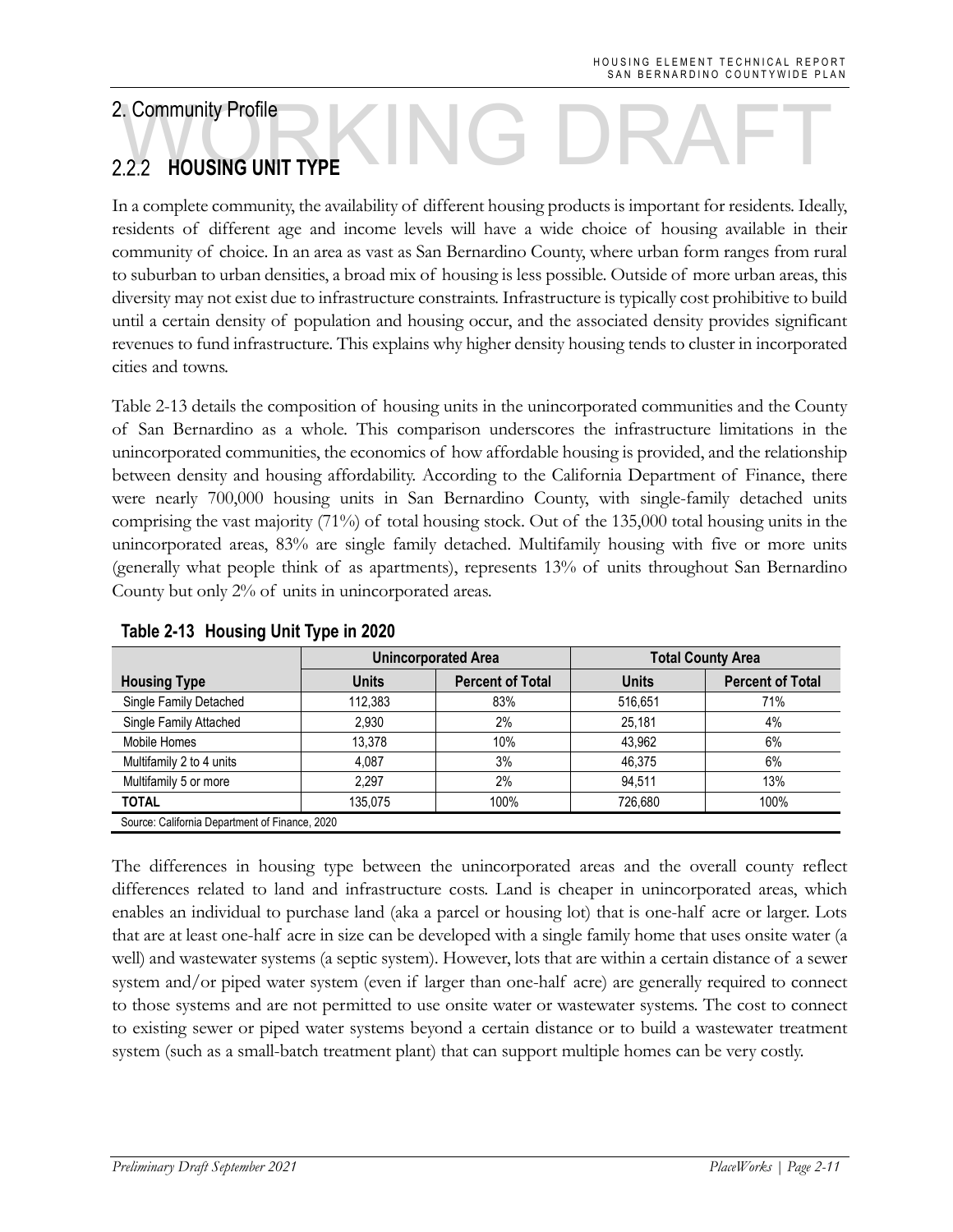## 2. Community Profile

### 2.2.2 HOUSING UNIT TYPE

In a complete community, the availability of different housing products is important for residents. Ideally, residents of different age and income levels will have a wide choice of housing available in their community of choice. In an area as vast as San Bernardino County, where urban form ranges from rural to suburban to urban densities, a broad mix of housing is less possible. Outside of more urban areas, this diversity may not exist due to infrastructure constraints. Infrastructure is typically cost prohibitive to build until a certain density of population and housing occur, and the associated density provides significant revenues to fund infrastructure. This explains why higher density housing tends to cluster in incorporated cities and towns.

Table 2-13 details the composition of housing units in the unincorporated communities and the County of San Bernardino as a whole. This comparison underscores the infrastructure limitations in the unincorporated communities, the economics of how affordable housing is provided, and the relationship between density and housing affordability. According to the California Department of Finance, there were nearly 700,000 housing units in San Bernardino County, with single-family detached units comprising the vast majority (71%) of total housing stock. Out of the 135,000 total housing units in the unincorporated areas, 83% are single family detached. Multifamily housing with five or more units (generally what people think of as apartments), represents 13% of units throughout San Bernardino County but only 2% of units in unincorporated areas.

**Table 2-13 Housing Unit Type in 2020**

| | Unincorporated Area | | Total County Area | |
|---|---|---|---|---|
| **Housing Type** | **Units** | **Percent of Total** | **Units** | **Percent of Total** |
| Single Family Detached | 112,383 | 83% | 516,651 | 71% |
| Single Family Attached | 2,930 | 2% | 25,181 | 4% |
| Mobile Homes | 13,378 | 10% | 43,962 | 6% |
| Multifamily 2 to 4 units | 4,087 | 3% | 46,375 | 6% |
| Multifamily 5 or more | 2,297 | 2% | 94,511 | 13% |
| **TOTAL** | 135,075 | 100% | 726,680 | 100% |

Source: California Department of Finance, 2020

The differences in housing type between the unincorporated areas and the overall county reflect differences related to land and infrastructure costs. Land is cheaper in unincorporated areas, which enables an individual to purchase land (aka a parcel or housing lot) that is one-half acre or larger. Lots that are at least one-half acre in size can be developed with a single family home that uses onsite water (a well) and wastewater systems (a septic system). However, lots that are within a certain distance of a sewer system and/or piped water system (even if larger than one-half acre) are generally required to connect to those systems and are not permitted to use onsite water or wastewater systems. The cost to connect to existing sewer or piped water systems beyond a certain distance or to build a wastewater treatment system (such as a small-batch treatment plant) that can support multiple homes can be very costly.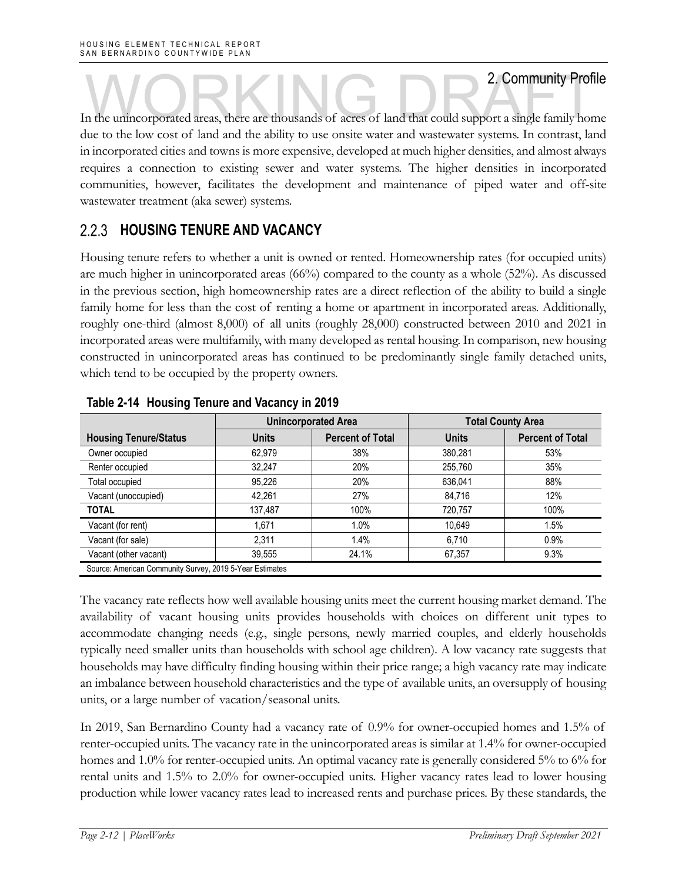2. Community Profile

In the unincorporated areas, there are thousands of acres of land that could support a single family home due to the low cost of land and the ability to use onsite water and wastewater systems. In contrast, land in incorporated cities and towns is more expensive, developed at much higher densities, and almost always requires a connection to existing sewer and water systems. The higher densities in incorporated communities, however, facilitates the development and maintenance of piped water and off-site wastewater treatment (aka sewer) systems.

### 2.2.3 HOUSING TENURE AND VACANCY

Housing tenure refers to whether a unit is owned or rented. Homeownership rates (for occupied units) are much higher in unincorporated areas (66%) compared to the county as a whole (52%). As discussed in the previous section, high homeownership rates are a direct reflection of the ability to build a single family home for less than the cost of renting a home or apartment in incorporated areas. Additionally, roughly one-third (almost 8,000) of all units (roughly 28,000) constructed between 2010 and 2021 in incorporated areas were multifamily, with many developed as rental housing. In comparison, new housing constructed in unincorporated areas has continued to be predominantly single family detached units, which tend to be occupied by the property owners.

**Table 2-14 Housing Tenure and Vacancy in 2019**

| | Unincorporated Area | | Total County Area | |
|---|---|---|---|---|
| **Housing Tenure/Status** | **Units** | **Percent of Total** | **Units** | **Percent of Total** |
| Owner occupied | 62,979 | 38% | 380,281 | 53% |
| Renter occupied | 32,247 | 20% | 255,760 | 35% |
| Total occupied | 95,226 | 20% | 636,041 | 88% |
| Vacant (unoccupied) | 42,261 | 27% | 84,716 | 12% |
| **TOTAL** | 137,487 | 100% | 720,757 | 100% |
| Vacant (for rent) | 1,671 | 1.0% | 10,649 | 1.5% |
| Vacant (for sale) | 2,311 | 1.4% | 6,710 | 0.9% |
| Vacant (other vacant) | 39,555 | 24.1% | 67,357 | 9.3% |

Source: American Community Survey, 2019 5-Year Estimates

The vacancy rate reflects how well available housing units meet the current housing market demand. The availability of vacant housing units provides households with choices on different unit types to accommodate changing needs (e.g., single persons, newly married couples, and elderly households typically need smaller units than households with school age children). A low vacancy rate suggests that households may have difficulty finding housing within their price range; a high vacancy rate may indicate an imbalance between household characteristics and the type of available units, an oversupply of housing units, or a large number of vacation/seasonal units.

In 2019, San Bernardino County had a vacancy rate of 0.9% for owner-occupied homes and 1.5% of renter-occupied units. The vacancy rate in the unincorporated areas is similar at 1.4% for owner-occupied homes and 1.0% for renter-occupied units. An optimal vacancy rate is generally considered 5% to 6% for rental units and 1.5% to 2.0% for owner-occupied units. Higher vacancy rates lead to lower housing production while lower vacancy rates lead to increased rents and purchase prices. By these standards, the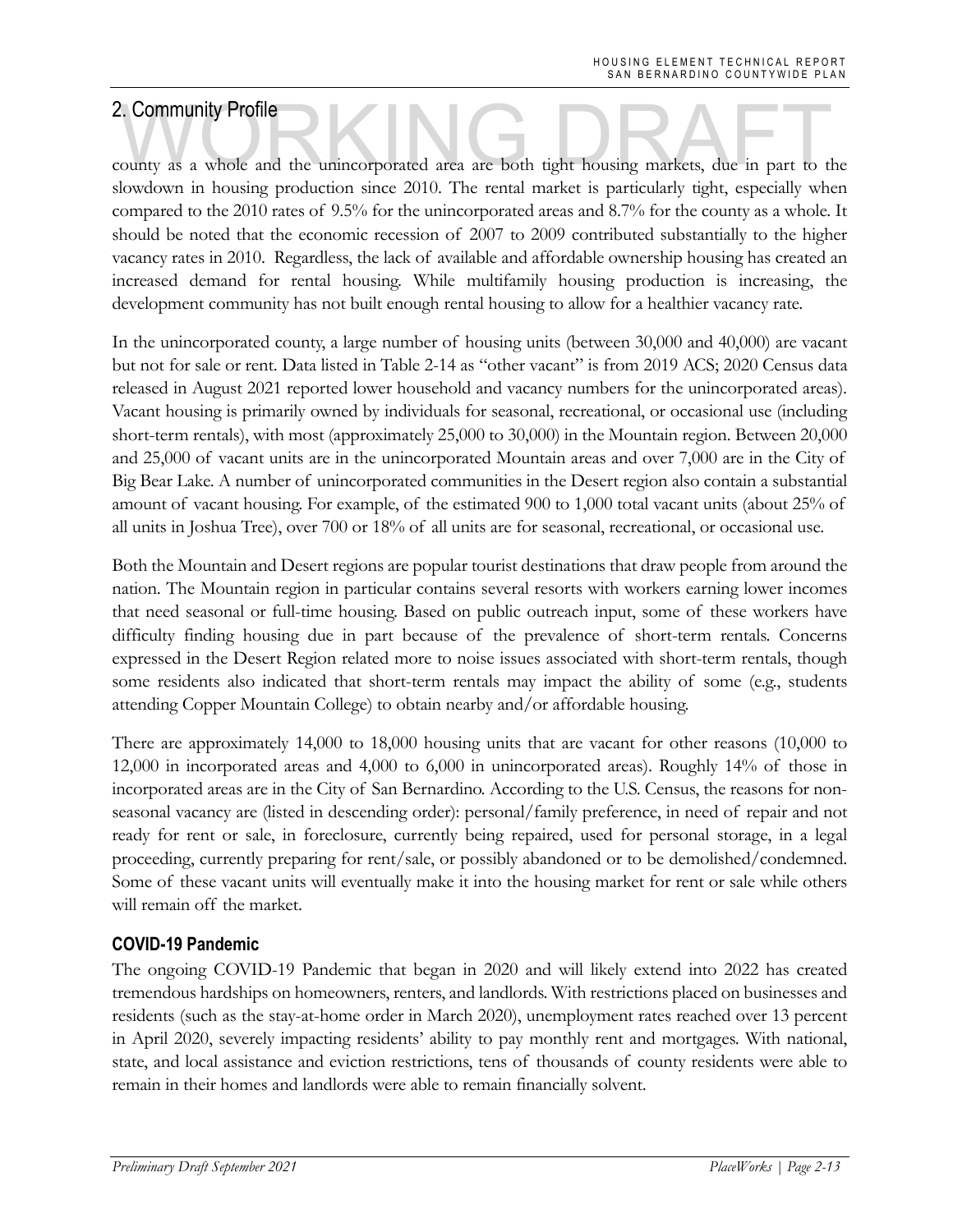county as a whole and the unincorporated area are both tight housing markets, due in part to the slowdown in housing production since 2010. The rental market is particularly tight, especially when compared to the 2010 rates of 9.5% for the unincorporated areas and 8.7% for the county as a whole. It should be noted that the economic recession of 2007 to 2009 contributed substantially to the higher vacancy rates in 2010. Regardless, the lack of available and affordable ownership housing has created an increased demand for rental housing. While multifamily housing production is increasing, the development community has not built enough rental housing to allow for a healthier vacancy rate.

In the unincorporated county, a large number of housing units (between 30,000 and 40,000) are vacant but not for sale or rent. Data listed in Table 2-14 as "other vacant" is from 2019 ACS; 2020 Census data released in August 2021 reported lower household and vacancy numbers for the unincorporated areas). Vacant housing is primarily owned by individuals for seasonal, recreational, or occasional use (including short-term rentals), with most (approximately 25,000 to 30,000) in the Mountain region. Between 20,000 and 25,000 of vacant units are in the unincorporated Mountain areas and over 7,000 are in the City of Big Bear Lake. A number of unincorporated communities in the Desert region also contain a substantial amount of vacant housing. For example, of the estimated 900 to 1,000 total vacant units (about 25% of all units in Joshua Tree), over 700 or 18% of all units are for seasonal, recreational, or occasional use.

Both the Mountain and Desert regions are popular tourist destinations that draw people from around the nation. The Mountain region in particular contains several resorts with workers earning lower incomes that need seasonal or full-time housing. Based on public outreach input, some of these workers have difficulty finding housing due in part because of the prevalence of short-term rentals. Concerns expressed in the Desert Region related more to noise issues associated with short-term rentals, though some residents also indicated that short-term rentals may impact the ability of some (e.g., students attending Copper Mountain College) to obtain nearby and/or affordable housing.

There are approximately 14,000 to 18,000 housing units that are vacant for other reasons (10,000 to 12,000 in incorporated areas and 4,000 to 6,000 in unincorporated areas). Roughly 14% of those in incorporated areas are in the City of San Bernardino. According to the U.S. Census, the reasons for non-seasonal vacancy are (listed in descending order): personal/family preference, in need of repair and not ready for rent or sale, in foreclosure, currently being repaired, used for personal storage, in a legal proceeding, currently preparing for rent/sale, or possibly abandoned or to be demolished/condemned. Some of these vacant units will eventually make it into the housing market for rent or sale while others will remain off the market.

### COVID-19 Pandemic

The ongoing COVID-19 Pandemic that began in 2020 and will likely extend into 2022 has created tremendous hardships on homeowners, renters, and landlords. With restrictions placed on businesses and residents (such as the stay-at-home order in March 2020), unemployment rates reached over 13 percent in April 2020, severely impacting residents' ability to pay monthly rent and mortgages. With national, state, and local assistance and eviction restrictions, tens of thousands of county residents were able to remain in their homes and landlords were able to remain financially solvent.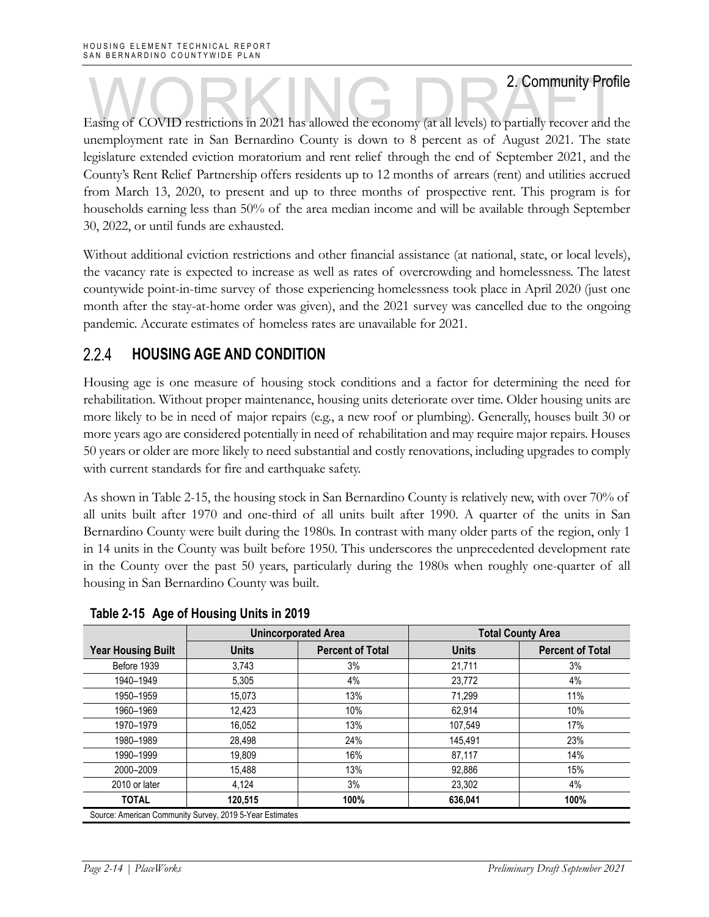Easing of COVID restrictions in 2021 has allowed the economy (at all levels) to partially recover and the unemployment rate in San Bernardino County is down to 8 percent as of August 2021. The state legislature extended eviction moratorium and rent relief through the end of September 2021, and the County's Rent Relief Partnership offers residents up to 12 months of arrears (rent) and utilities accrued from March 13, 2020, to present and up to three months of prospective rent. This program is for households earning less than 50% of the area median income and will be available through September 30, 2022, or until funds are exhausted.

Without additional eviction restrictions and other financial assistance (at national, state, or local levels), the vacancy rate is expected to increase as well as rates of overcrowding and homelessness. The latest countywide point-in-time survey of those experiencing homelessness took place in April 2020 (just one month after the stay-at-home order was given), and the 2021 survey was cancelled due to the ongoing pandemic. Accurate estimates of homeless rates are unavailable for 2021.

### 2.2.4 HOUSING AGE AND CONDITION

Housing age is one measure of housing stock conditions and a factor for determining the need for rehabilitation. Without proper maintenance, housing units deteriorate over time. Older housing units are more likely to be in need of major repairs (e.g., a new roof or plumbing). Generally, houses built 30 or more years ago are considered potentially in need of rehabilitation and may require major repairs. Houses 50 years or older are more likely to need substantial and costly renovations, including upgrades to comply with current standards for fire and earthquake safety.

As shown in Table 2-15, the housing stock in San Bernardino County is relatively new, with over 70% of all units built after 1970 and one-third of all units built after 1990. A quarter of the units in San Bernardino County were built during the 1980s. In contrast with many older parts of the region, only 1 in 14 units in the County was built before 1950. This underscores the unprecedented development rate in the County over the past 50 years, particularly during the 1980s when roughly one-quarter of all housing in San Bernardino County was built.

**Table 2-15 Age of Housing Units in 2019**

| | Unincorporated Area | | Total County Area | |
|---|---|---|---|---|
| **Year Housing Built** | **Units** | **Percent of Total** | **Units** | **Percent of Total** |
| Before 1939 | 3,743 | 3% | 21,711 | 3% |
| 1940–1949 | 5,305 | 4% | 23,772 | 4% |
| 1950–1959 | 15,073 | 13% | 71,299 | 11% |
| 1960–1969 | 12,423 | 10% | 62,914 | 10% |
| 1970–1979 | 16,052 | 13% | 107,549 | 17% |
| 1980–1989 | 28,498 | 24% | 145,491 | 23% |
| 1990–1999 | 19,809 | 16% | 87,117 | 14% |
| 2000–2009 | 15,488 | 13% | 92,886 | 15% |
| 2010 or later | 4,124 | 3% | 23,302 | 4% |
| **TOTAL** | **120,515** | **100%** | **636,041** | **100%** |

Source: American Community Survey, 2019 5-Year Estimates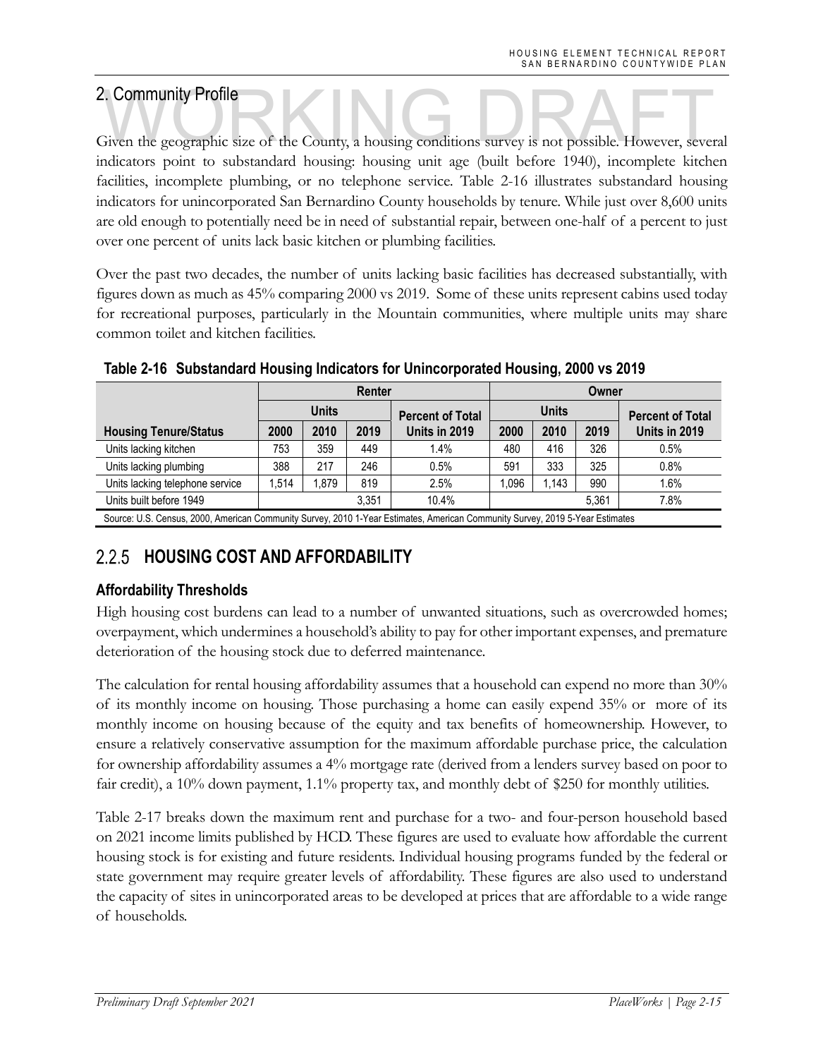## 2. Community Profile

Given the geographic size of the County, a housing conditions survey is not possible. However, several indicators point to substandard housing: housing unit age (built before 1940), incomplete kitchen facilities, incomplete plumbing, or no telephone service. Table 2-16 illustrates substandard housing indicators for unincorporated San Bernardino County households by tenure. While just over 8,600 units are old enough to potentially need be in need of substantial repair, between one-half of a percent to just over one percent of units lack basic kitchen or plumbing facilities.

Over the past two decades, the number of units lacking basic facilities has decreased substantially, with figures down as much as 45% comparing 2000 vs 2019. Some of these units represent cabins used today for recreational purposes, particularly in the Mountain communities, where multiple units may share common toilet and kitchen facilities.

**Table 2-16 Substandard Housing Indicators for Unincorporated Housing, 2000 vs 2019**

| | Renter | | | | Owner | | | |
|---|---|---|---|---|---|---|---|---|
| | Units | | | Percent of Total | Units | | | Percent of Total |
| **Housing Tenure/Status** | **2000** | **2010** | **2019** | **Units in 2019** | **2000** | **2010** | **2019** | **Units in 2019** |
| Units lacking kitchen | 753 | 359 | 449 | 1.4% | 480 | 416 | 326 | 0.5% |
| Units lacking plumbing | 388 | 217 | 246 | 0.5% | 591 | 333 | 325 | 0.8% |
| Units lacking telephone service | 1,514 | 1,879 | 819 | 2.5% | 1,096 | 1,143 | 990 | 1.6% |
| Units built before 1949 | | | 3,351 | 10.4% | | | 5,361 | 7.8% |

Source: U.S. Census, 2000, American Community Survey, 2010 1-Year Estimates, American Community Survey, 2019 5-Year Estimates

## 2.2.5 HOUSING COST AND AFFORDABILITY

### Affordability Thresholds

High housing cost burdens can lead to a number of unwanted situations, such as overcrowded homes; overpayment, which undermines a household's ability to pay for other important expenses, and premature deterioration of the housing stock due to deferred maintenance.

The calculation for rental housing affordability assumes that a household can expend no more than 30% of its monthly income on housing. Those purchasing a home can easily expend 35% or more of its monthly income on housing because of the equity and tax benefits of homeownership. However, to ensure a relatively conservative assumption for the maximum affordable purchase price, the calculation for ownership affordability assumes a 4% mortgage rate (derived from a lenders survey based on poor to fair credit), a 10% down payment, 1.1% property tax, and monthly debt of $250 for monthly utilities.

Table 2-17 breaks down the maximum rent and purchase for a two- and four-person household based on 2021 income limits published by HCD. These figures are used to evaluate how affordable the current housing stock is for existing and future residents. Individual housing programs funded by the federal or state government may require greater levels of affordability. These figures are also used to understand the capacity of sites in unincorporated areas to be developed at prices that are affordable to a wide range of households.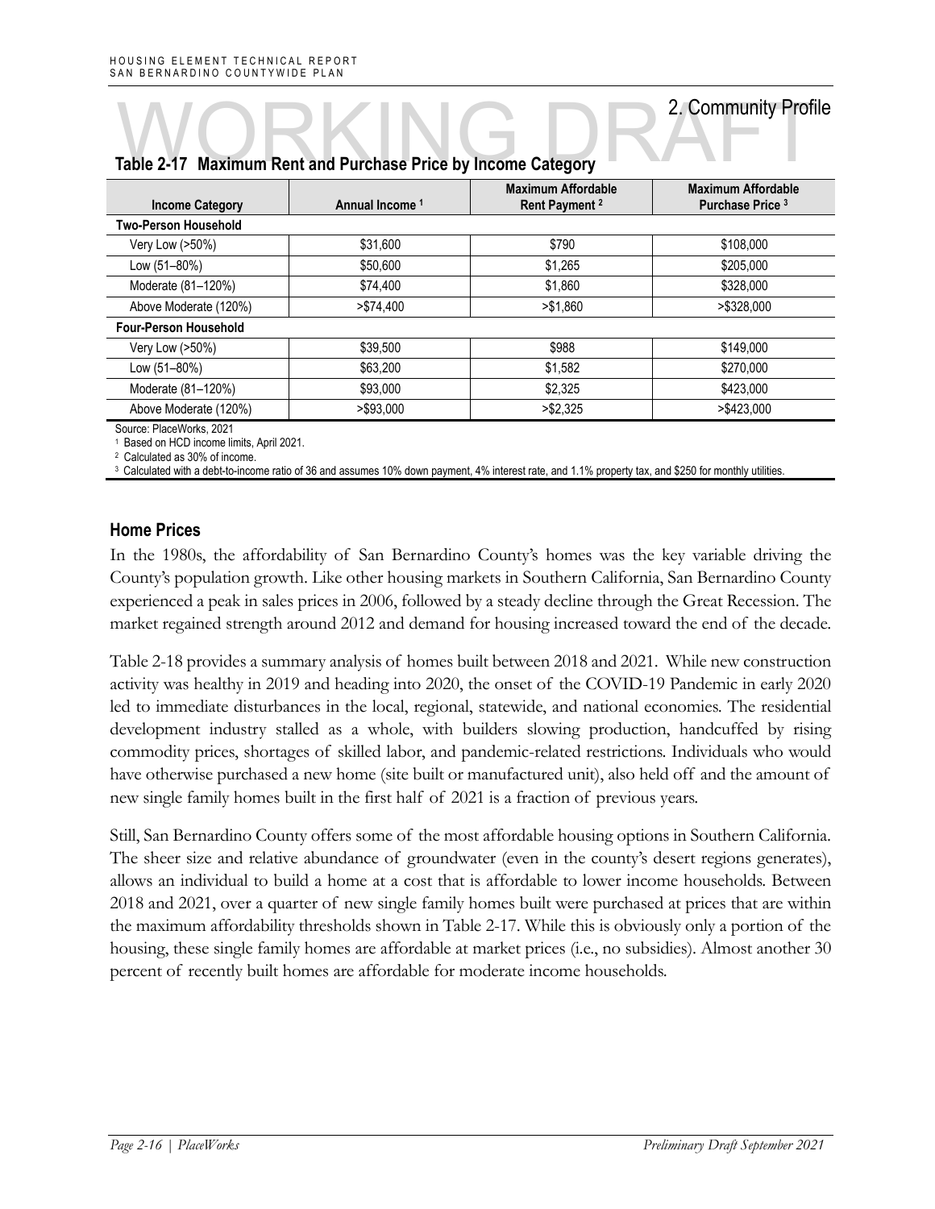## 2. Community Profile

**Table 2-17 Maximum Rent and Purchase Price by Income Category**

| Income Category | Annual Income [1] | Maximum Affordable Rent Payment [2] | Maximum Affordable Purchase Price [3] |
|---|---|---|---|
| **Two-Person Household** | | | |
| Very Low (>50%) | $31,600 | $790 | $108,000 |
| Low (51–80%) | $50,600 | $1,265 | $205,000 |
| Moderate (81–120%) | $74,400 | $1,860 | $328,000 |
| Above Moderate (120%) | >$74,400 | >$1,860 | >$328,000 |
| **Four-Person Household** | | | |
| Very Low (>50%) | $39,500 | $988 | $149,000 |
| Low (51–80%) | $63,200 | $1,582 | $270,000 |
| Moderate (81–120%) | $93,000 | $2,325 | $423,000 |
| Above Moderate (120%) | >$93,000 | >$2,325 | >$423,000 |

Source: PlaceWorks, 2021

[1] Based on HCD income limits, April 2021.

[2] Calculated as 30% of income.

[3] Calculated with a debt-to-income ratio of 36 and assumes 10% down payment, 4% interest rate, and 1.1% property tax, and $250 for monthly utilities.

### Home Prices

In the 1980s, the affordability of San Bernardino County's homes was the key variable driving the County's population growth. Like other housing markets in Southern California, San Bernardino County experienced a peak in sales prices in 2006, followed by a steady decline through the Great Recession. The market regained strength around 2012 and demand for housing increased toward the end of the decade.

Table 2-18 provides a summary analysis of homes built between 2018 and 2021. While new construction activity was healthy in 2019 and heading into 2020, the onset of the COVID-19 Pandemic in early 2020 led to immediate disturbances in the local, regional, statewide, and national economies. The residential development industry stalled as a whole, with builders slowing production, handcuffed by rising commodity prices, shortages of skilled labor, and pandemic-related restrictions. Individuals who would have otherwise purchased a new home (site built or manufactured unit), also held off and the amount of new single family homes built in the first half of 2021 is a fraction of previous years.

Still, San Bernardino County offers some of the most affordable housing options in Southern California. The sheer size and relative abundance of groundwater (even in the county's desert regions generates), allows an individual to build a home at a cost that is affordable to lower income households. Between 2018 and 2021, over a quarter of new single family homes built were purchased at prices that are within the maximum affordability thresholds shown in Table 2-17. While this is obviously only a portion of the housing, these single family homes are affordable at market prices (i.e., no subsidies). Almost another 30 percent of recently built homes are affordable for moderate income households.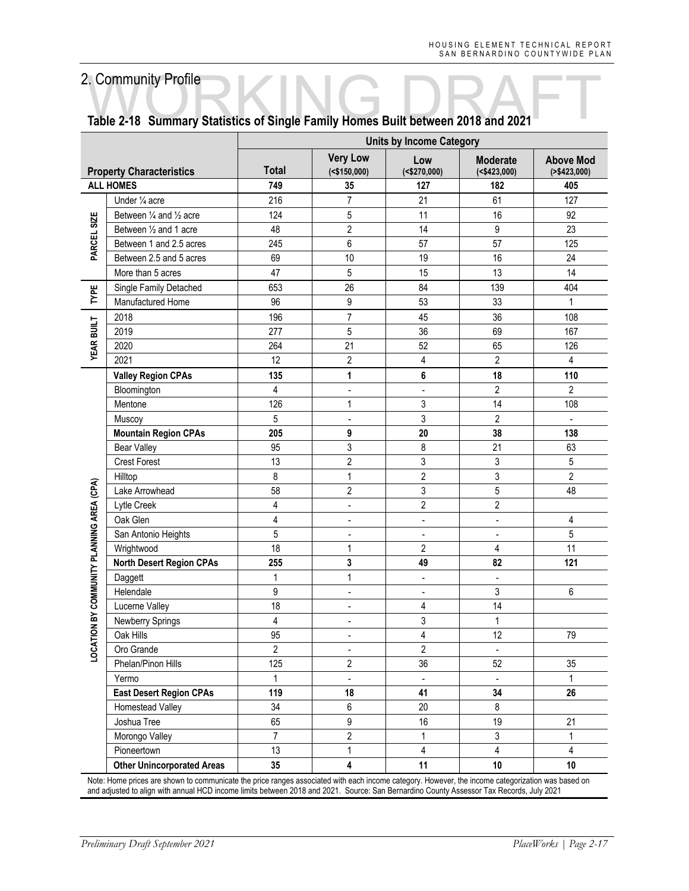## 2. Community Profile

### Table 2-18 Summary Statistics of Single Family Homes Built between 2018 and 2021

| | Property Characteristics | Total | Very Low (<$150,000) | Low (<$270,000) | Moderate (<$423,000) | Above Mod (>$423,000) |
|---|---|---|---|---|---|---|
| | | Units by Income Category | | | | |
| **ALL HOMES** | | **749** | **35** | **127** | **182** | **405** |
| PARCEL SIZE | Under ¼ acre | 216 | 7 | 21 | 61 | 127 |
| | Between ¼ and ½ acre | 124 | 5 | 11 | 16 | 92 |
| | Between ½ and 1 acre | 48 | 2 | 14 | 9 | 23 |
| | Between 1 and 2.5 acres | 245 | 6 | 57 | 57 | 125 |
| | Between 2.5 and 5 acres | 69 | 10 | 19 | 16 | 24 |
| | More than 5 acres | 47 | 5 | 15 | 13 | 14 |
| TYPE | Single Family Detached | 653 | 26 | 84 | 139 | 404 |
| | Manufactured Home | 96 | 9 | 53 | 33 | 1 |
| YEAR BUILT | 2018 | 196 | 7 | 45 | 36 | 108 |
| | 2019 | 277 | 5 | 36 | 69 | 167 |
| | 2020 | 264 | 21 | 52 | 65 | 126 |
| | 2021 | 12 | 2 | 4 | 2 | 4 |
| LOCATION BY COMMUNITY PLANNING AREA (CPA) | **Valley Region CPAs** | **135** | **1** | **6** | **18** | **110** |
| | Bloomington | 4 | - | - | 2 | 2 |
| | Mentone | 126 | 1 | 3 | 14 | 108 |
| | Muscoy | 5 | - | 3 | 2 | - |
| | **Mountain Region CPAs** | **205** | **9** | **20** | **38** | **138** |
| | Bear Valley | 95 | 3 | 8 | 21 | 63 |
| | Crest Forest | 13 | 2 | 3 | 3 | 5 |
| | Hilltop | 8 | 1 | 2 | 3 | 2 |
| | Lake Arrowhead | 58 | 2 | 3 | 5 | 48 |
| | Lytle Creek | 4 | - | 2 | 2 | |
| | Oak Glen | 4 | - | - | - | 4 |
| | San Antonio Heights | 5 | - | - | - | 5 |
| | Wrightwood | 18 | 1 | 2 | 4 | 11 |
| | **North Desert Region CPAs** | **255** | **3** | **49** | **82** | **121** |
| | Daggett | 1 | 1 | - | - | |
| | Helendale | 9 | - | - | 3 | 6 |
| | Lucerne Valley | 18 | - | 4 | 14 | |
| | Newberry Springs | 4 | - | 3 | 1 | |
| | Oak Hills | 95 | - | 4 | 12 | 79 |
| | Oro Grande | 2 | - | 2 | - | |
| | Phelan/Pinon Hills | 125 | 2 | 36 | 52 | 35 |
| | Yermo | 1 | - | - | - | 1 |
| | **East Desert Region CPAs** | **119** | **18** | **41** | **34** | **26** |
| | Homestead Valley | 34 | 6 | 20 | 8 | |
| | Joshua Tree | 65 | 9 | 16 | 19 | 21 |
| | Morongo Valley | 7 | 2 | 1 | 3 | 1 |
| | Pioneertown | 13 | 1 | 4 | 4 | 4 |
| | **Other Unincorporated Areas** | **35** | **4** | **11** | **10** | **10** |

Note: Home prices are shown to communicate the price ranges associated with each income category. However, the income categorization was based on and adjusted to align with annual HCD income limits between 2018 and 2021. Source: San Bernardino County Assessor Tax Records, July 2021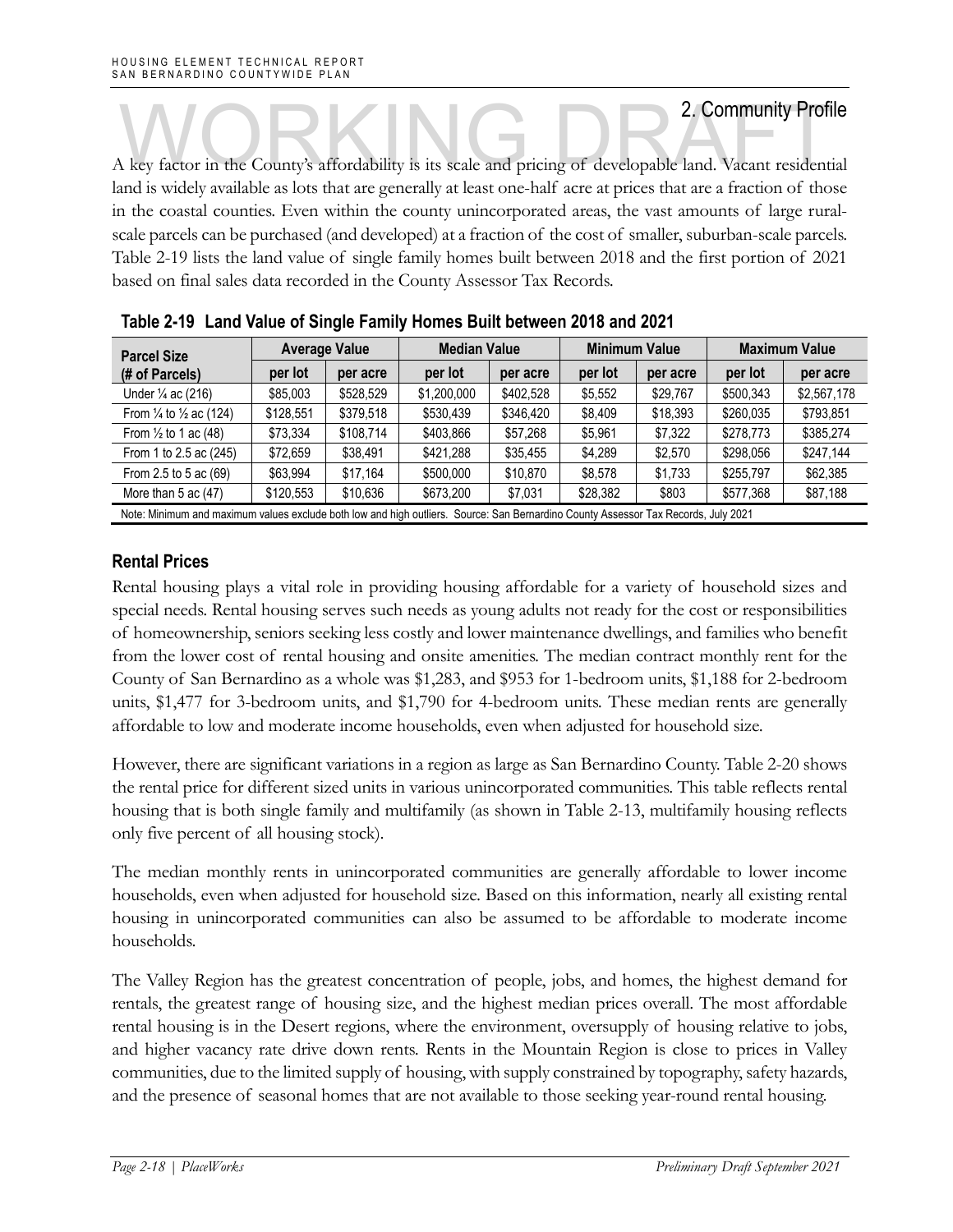## 2. Community Profile

A key factor in the County's affordability is its scale and pricing of developable land. Vacant residential land is widely available as lots that are generally at least one-half acre at prices that are a fraction of those in the coastal counties. Even within the county unincorporated areas, the vast amounts of large rural-scale parcels can be purchased (and developed) at a fraction of the cost of smaller, suburban-scale parcels. Table 2-19 lists the land value of single family homes built between 2018 and the first portion of 2021 based on final sales data recorded in the County Assessor Tax Records.

**Table 2-19 Land Value of Single Family Homes Built between 2018 and 2021**

| Parcel Size (# of Parcels) | Average Value | | Median Value | | Minimum Value | | Maximum Value | |
|---|---|---|---|---|---|---|---|---|
| | per lot | per acre | per lot | per acre | per lot | per acre | per lot | per acre |
| Under ¼ ac (216) | $85,003 | $528,529 | $1,200,000 | $402,528 | $5,552 | $29,767 | $500,343 | $2,567,178 |
| From ¼ to ½ ac (124) | $128,551 | $379,518 | $530,439 | $346,420 | $8,409 | $18,393 | $260,035 | $793,851 |
| From ½ to 1 ac (48) | $73,334 | $108,714 | $403,866 | $57,268 | $5,961 | $7,322 | $278,773 | $385,274 |
| From 1 to 2.5 ac (245) | $72,659 | $38,491 | $421,288 | $35,455 | $4,289 | $2,570 | $298,056 | $247,144 |
| From 2.5 to 5 ac (69) | $63,994 | $17,164 | $500,000 | $10,870 | $8,578 | $1,733 | $255,797 | $62,385 |
| More than 5 ac (47) | $120,553 | $10,636 | $673,200 | $7,031 | $28,382 | $803 | $577,368 | $87,188 |

Note: Minimum and maximum values exclude both low and high outliers. Source: San Bernardino County Assessor Tax Records, July 2021

### Rental Prices

Rental housing plays a vital role in providing housing affordable for a variety of household sizes and special needs. Rental housing serves such needs as young adults not ready for the cost or responsibilities of homeownership, seniors seeking less costly and lower maintenance dwellings, and families who benefit from the lower cost of rental housing and onsite amenities. The median contract monthly rent for the County of San Bernardino as a whole was $1,283, and $953 for 1-bedroom units, $1,188 for 2-bedroom units, $1,477 for 3-bedroom units, and $1,790 for 4-bedroom units. These median rents are generally affordable to low and moderate income households, even when adjusted for household size.

However, there are significant variations in a region as large as San Bernardino County. Table 2-20 shows the rental price for different sized units in various unincorporated communities. This table reflects rental housing that is both single family and multifamily (as shown in Table 2-13, multifamily housing reflects only five percent of all housing stock).

The median monthly rents in unincorporated communities are generally affordable to lower income households, even when adjusted for household size. Based on this information, nearly all existing rental housing in unincorporated communities can also be assumed to be affordable to moderate income households.

The Valley Region has the greatest concentration of people, jobs, and homes, the highest demand for rentals, the greatest range of housing size, and the highest median prices overall. The most affordable rental housing is in the Desert regions, where the environment, oversupply of housing relative to jobs, and higher vacancy rate drive down rents. Rents in the Mountain Region is close to prices in Valley communities, due to the limited supply of housing, with supply constrained by topography, safety hazards, and the presence of seasonal homes that are not available to those seeking year-round rental housing.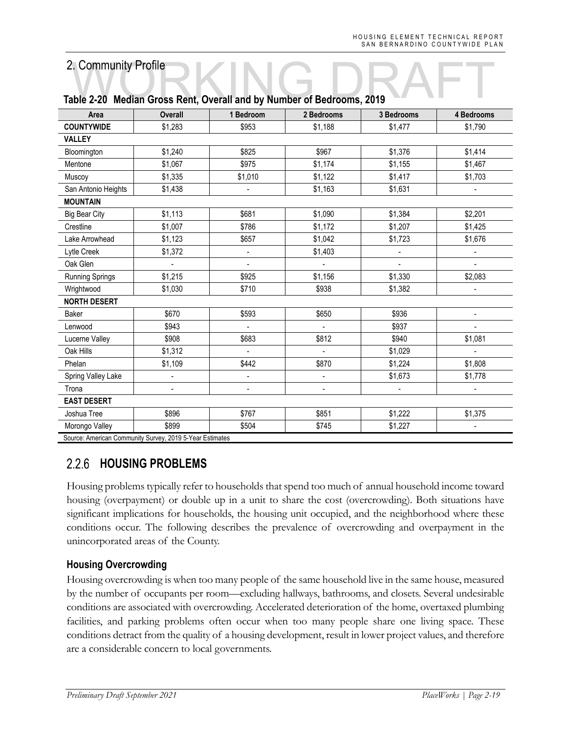## 2. Community Profile

**Table 2-20 Median Gross Rent, Overall and by Number of Bedrooms, 2019**

| Area | Overall | 1 Bedroom | 2 Bedrooms | 3 Bedrooms | 4 Bedrooms |
|---|---|---|---|---|---|
| **COUNTYWIDE** | $1,283 | $953 | $1,188 | $1,477 | $1,790 |
| **VALLEY** | | | | | |
| Bloomington | $1,240 | $825 | $967 | $1,376 | $1,414 |
| Mentone | $1,067 | $975 | $1,174 | $1,155 | $1,467 |
| Muscoy | $1,335 | $1,010 | $1,122 | $1,417 | $1,703 |
| San Antonio Heights | $1,438 | - | $1,163 | $1,631 | - |
| **MOUNTAIN** | | | | | |
| Big Bear City | $1,113 | $681 | $1,090 | $1,384 | $2,201 |
| Crestline | $1,007 | $786 | $1,172 | $1,207 | $1,425 |
| Lake Arrowhead | $1,123 | $657 | $1,042 | $1,723 | $1,676 |
| Lytle Creek | $1,372 | - | $1,403 | - | - |
| Oak Glen | - | - | - | - | - |
| Running Springs | $1,215 | $925 | $1,156 | $1,330 | $2,083 |
| Wrightwood | $1,030 | $710 | $938 | $1,382 | - |
| **NORTH DESERT** | | | | | |
| Baker | $670 | $593 | $650 | $936 | - |
| Lenwood | $943 | - | - | $937 | - |
| Lucerne Valley | $908 | $683 | $812 | $940 | $1,081 |
| Oak Hills | $1,312 | - | - | $1,029 | - |
| Phelan | $1,109 | $442 | $870 | $1,224 | $1,808 |
| Spring Valley Lake | - | - | - | $1,673 | $1,778 |
| Trona | - | - | - | - | - |
| **EAST DESERT** | | | | | |
| Joshua Tree | $896 | $767 | $851 | $1,222 | $1,375 |
| Morongo Valley | $899 | $504 | $745 | $1,227 | - |

Source: American Community Survey, 2019 5-Year Estimates

### 2.2.6 HOUSING PROBLEMS

Housing problems typically refer to households that spend too much of annual household income toward housing (overpayment) or double up in a unit to share the cost (overcrowding). Both situations have significant implications for households, the housing unit occupied, and the neighborhood where these conditions occur. The following describes the prevalence of overcrowding and overpayment in the unincorporated areas of the County.

#### Housing Overcrowding

Housing overcrowding is when too many people of the same household live in the same house, measured by the number of occupants per room—excluding hallways, bathrooms, and closets. Several undesirable conditions are associated with overcrowding. Accelerated deterioration of the home, overtaxed plumbing facilities, and parking problems often occur when too many people share one living space. These conditions detract from the quality of a housing development, result in lower project values, and therefore are a considerable concern to local governments.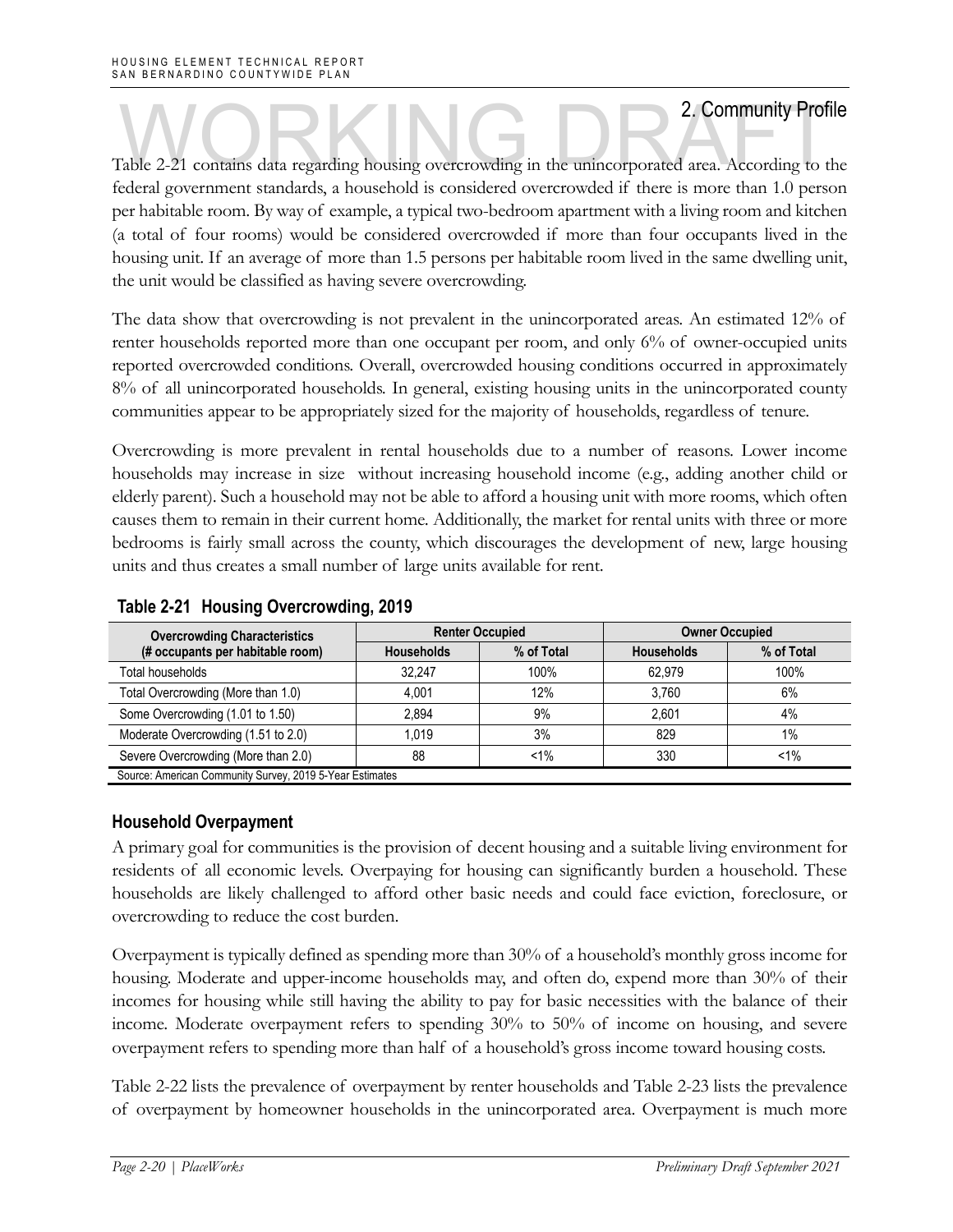## 2. Community Profile

Table 2-21 contains data regarding housing overcrowding in the unincorporated area. According to the federal government standards, a household is considered overcrowded if there is more than 1.0 person per habitable room. By way of example, a typical two-bedroom apartment with a living room and kitchen (a total of four rooms) would be considered overcrowded if more than four occupants lived in the housing unit. If an average of more than 1.5 persons per habitable room lived in the same dwelling unit, the unit would be classified as having severe overcrowding.

The data show that overcrowding is not prevalent in the unincorporated areas. An estimated 12% of renter households reported more than one occupant per room, and only 6% of owner-occupied units reported overcrowded conditions. Overall, overcrowded housing conditions occurred in approximately 8% of all unincorporated households. In general, existing housing units in the unincorporated county communities appear to be appropriately sized for the majority of households, regardless of tenure.

Overcrowding is more prevalent in rental households due to a number of reasons. Lower income households may increase in size without increasing household income (e.g., adding another child or elderly parent). Such a household may not be able to afford a housing unit with more rooms, which often causes them to remain in their current home. Additionally, the market for rental units with three or more bedrooms is fairly small across the county, which discourages the development of new, large housing units and thus creates a small number of large units available for rent.

**Table 2-21 Housing Overcrowding, 2019**

| Overcrowding Characteristics (# occupants per habitable room) | Renter Occupied | | Owner Occupied | |
|---|---|---|---|---|
| | Households | % of Total | Households | % of Total |
| Total households | 32,247 | 100% | 62,979 | 100% |
| Total Overcrowding (More than 1.0) | 4,001 | 12% | 3,760 | 6% |
| Some Overcrowding (1.01 to 1.50) | 2,894 | 9% | 2,601 | 4% |
| Moderate Overcrowding (1.51 to 2.0) | 1,019 | 3% | 829 | 1% |
| Severe Overcrowding (More than 2.0) | 88 | <1% | 330 | <1% |

Source: American Community Survey, 2019 5-Year Estimates

### Household Overpayment

A primary goal for communities is the provision of decent housing and a suitable living environment for residents of all economic levels. Overpaying for housing can significantly burden a household. These households are likely challenged to afford other basic needs and could face eviction, foreclosure, or overcrowding to reduce the cost burden.

Overpayment is typically defined as spending more than 30% of a household's monthly gross income for housing. Moderate and upper-income households may, and often do, expend more than 30% of their incomes for housing while still having the ability to pay for basic necessities with the balance of their income. Moderate overpayment refers to spending 30% to 50% of income on housing, and severe overpayment refers to spending more than half of a household's gross income toward housing costs.

Table 2-22 lists the prevalence of overpayment by renter households and Table 2-23 lists the prevalence of overpayment by homeowner households in the unincorporated area. Overpayment is much more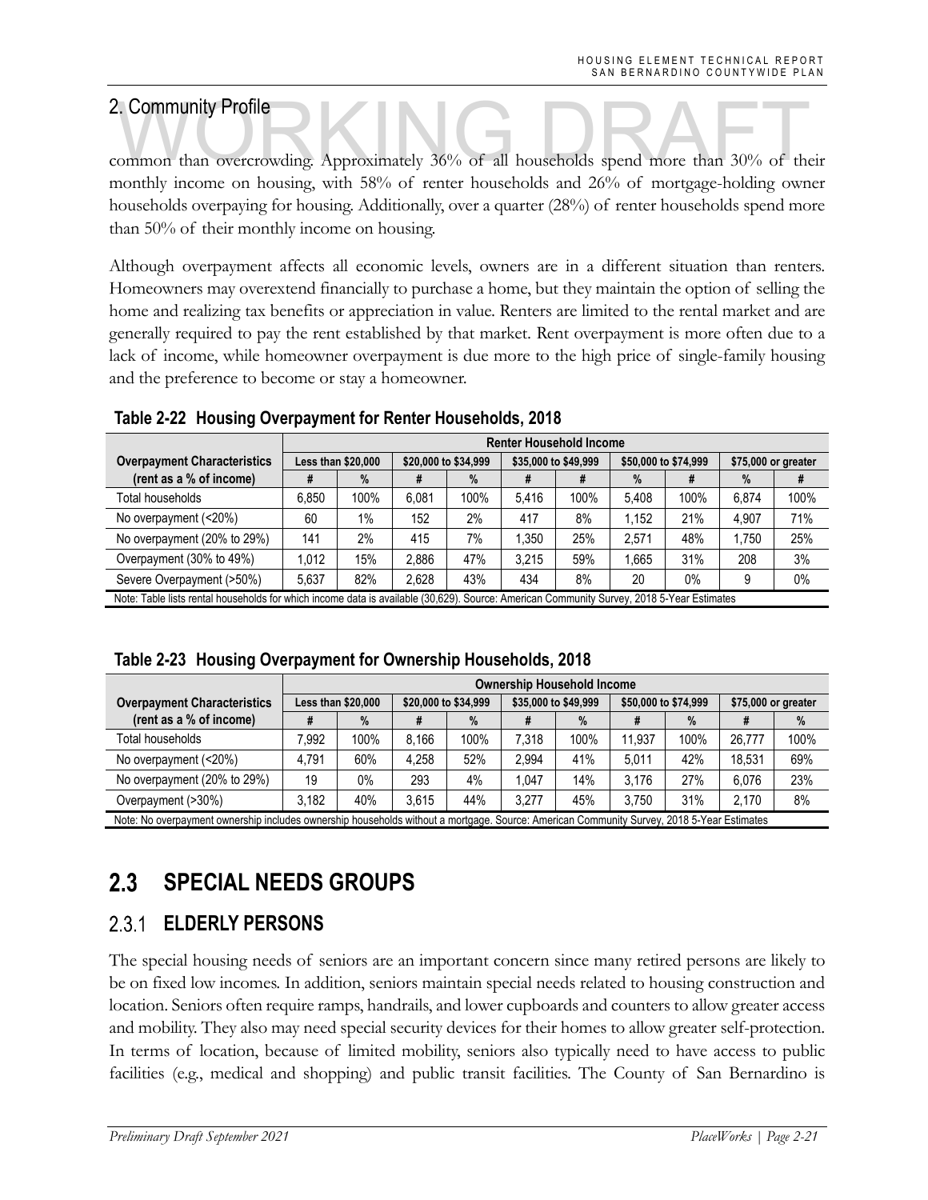common than overcrowding. Approximately 36% of all households spend more than 30% of their monthly income on housing, with 58% of renter households and 26% of mortgage-holding owner households overpaying for housing. Additionally, over a quarter (28%) of renter households spend more than 50% of their monthly income on housing.

Although overpayment affects all economic levels, owners are in a different situation than renters. Homeowners may overextend financially to purchase a home, but they maintain the option of selling the home and realizing tax benefits or appreciation in value. Renters are limited to the rental market and are generally required to pay the rent established by that market. Rent overpayment is more often due to a lack of income, while homeowner overpayment is due more to the high price of single-family housing and the preference to become or stay a homeowner.

**Table 2-22 Housing Overpayment for Renter Households, 2018**

| Overpayment Characteristics (rent as a % of income) | Renter Household Income | | | | | | | | | |
|---|---|---|---|---|---|---|---|---|---|---|
| | Less than $20,000 | | $20,000 to $34,999 | | $35,000 to $49,999 | | $50,000 to $74,999 | | $75,000 or greater | |
| | # | % | # | % | # | # | % | # | % | # |
| Total households | 6,850 | 100% | 6,081 | 100% | 5,416 | 100% | 5,408 | 100% | 6,874 | 100% |
| No overpayment (<20%) | 60 | 1% | 152 | 2% | 417 | 8% | 1,152 | 21% | 4,907 | 71% |
| No overpayment (20% to 29%) | 141 | 2% | 415 | 7% | 1,350 | 25% | 2,571 | 48% | 1,750 | 25% |
| Overpayment (30% to 49%) | 1,012 | 15% | 2,886 | 47% | 3,215 | 59% | 1,665 | 31% | 208 | 3% |
| Severe Overpayment (>50%) | 5,637 | 82% | 2,628 | 43% | 434 | 8% | 20 | 0% | 9 | 0% |

Note: Table lists rental households for which income data is available (30,629). Source: American Community Survey, 2018 5-Year Estimates

**Table 2-23 Housing Overpayment for Ownership Households, 2018**

| Overpayment Characteristics (rent as a % of income) | Ownership Household Income | | | | | | | | | |
|---|---|---|---|---|---|---|---|---|---|---|
| | Less than $20,000 | | $20,000 to $34,999 | | $35,000 to $49,999 | | $50,000 to $74,999 | | $75,000 or greater | |
| | # | % | # | % | # | % | # | % | # | % |
| Total households | 7,992 | 100% | 8,166 | 100% | 7,318 | 100% | 11,937 | 100% | 26,777 | 100% |
| No overpayment (<20%) | 4,791 | 60% | 4,258 | 52% | 2,994 | 41% | 5,011 | 42% | 18,531 | 69% |
| No overpayment (20% to 29%) | 19 | 0% | 293 | 4% | 1,047 | 14% | 3,176 | 27% | 6,076 | 23% |
| Overpayment (>30%) | 3,182 | 40% | 3,615 | 44% | 3,277 | 45% | 3,750 | 31% | 2,170 | 8% |

Note: No overpayment ownership includes ownership households without a mortgage. Source: American Community Survey, 2018 5-Year Estimates

## 2.3 SPECIAL NEEDS GROUPS

### 2.3.1 ELDERLY PERSONS

The special housing needs of seniors are an important concern since many retired persons are likely to be on fixed low incomes. In addition, seniors maintain special needs related to housing construction and location. Seniors often require ramps, handrails, and lower cupboards and counters to allow greater access and mobility. They also may need special security devices for their homes to allow greater self-protection. In terms of location, because of limited mobility, seniors also typically need to have access to public facilities (e.g., medical and shopping) and public transit facilities. The County of San Bernardino is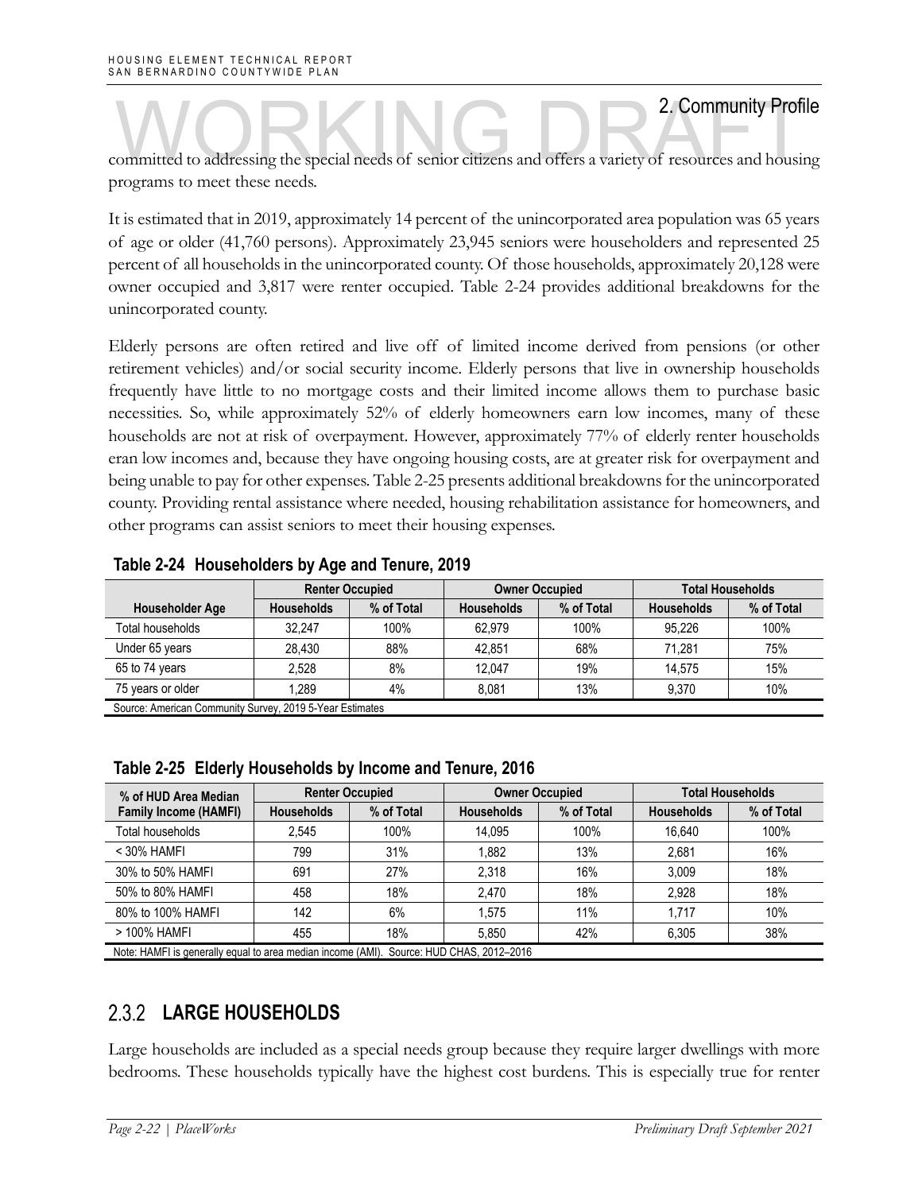committed to addressing the special needs of senior citizens and offers a variety of resources and housing programs to meet these needs.

It is estimated that in 2019, approximately 14 percent of the unincorporated area population was 65 years of age or older (41,760 persons). Approximately 23,945 seniors were householders and represented 25 percent of all households in the unincorporated county. Of those households, approximately 20,128 were owner occupied and 3,817 were renter occupied. Table 2-24 provides additional breakdowns for the unincorporated county.

Elderly persons are often retired and live off of limited income derived from pensions (or other retirement vehicles) and/or social security income. Elderly persons that live in ownership households frequently have little to no mortgage costs and their limited income allows them to purchase basic necessities. So, while approximately 52% of elderly homeowners earn low incomes, many of these households are not at risk of overpayment. However, approximately 77% of elderly renter households eran low incomes and, because they have ongoing housing costs, are at greater risk for overpayment and being unable to pay for other expenses. Table 2-25 presents additional breakdowns for the unincorporated county. Providing rental assistance where needed, housing rehabilitation assistance for homeowners, and other programs can assist seniors to meet their housing expenses.

**Table 2-24 Householders by Age and Tenure, 2019**

| | Renter Occupied | | Owner Occupied | | Total Households | |
|---|---|---|---|---|---|---|
| **Householder Age** | **Households** | **% of Total** | **Households** | **% of Total** | **Households** | **% of Total** |
| Total households | 32,247 | 100% | 62,979 | 100% | 95,226 | 100% |
| Under 65 years | 28,430 | 88% | 42,851 | 68% | 71,281 | 75% |
| 65 to 74 years | 2,528 | 8% | 12,047 | 19% | 14,575 | 15% |
| 75 years or older | 1,289 | 4% | 8,081 | 13% | 9,370 | 10% |

Source: American Community Survey, 2019 5-Year Estimates

**Table 2-25 Elderly Households by Income and Tenure, 2016**

| % of HUD Area Median | Renter Occupied | | Owner Occupied | | Total Households | |
|---|---|---|---|---|---|---|
| **Family Income (HAMFI)** | **Households** | **% of Total** | **Households** | **% of Total** | **Households** | **% of Total** |
| Total households | 2,545 | 100% | 14,095 | 100% | 16,640 | 100% |
| < 30% HAMFI | 799 | 31% | 1,882 | 13% | 2,681 | 16% |
| 30% to 50% HAMFI | 691 | 27% | 2,318 | 16% | 3,009 | 18% |
| 50% to 80% HAMFI | 458 | 18% | 2,470 | 18% | 2,928 | 18% |
| 80% to 100% HAMFI | 142 | 6% | 1,575 | 11% | 1,717 | 10% |
| > 100% HAMFI | 455 | 18% | 5,850 | 42% | 6,305 | 38% |

Note: HAMFI is generally equal to area median income (AMI). Source: HUD CHAS, 2012–2016

### 2.3.2 LARGE HOUSEHOLDS

Large households are included as a special needs group because they require larger dwellings with more bedrooms. These households typically have the highest cost burdens. This is especially true for renter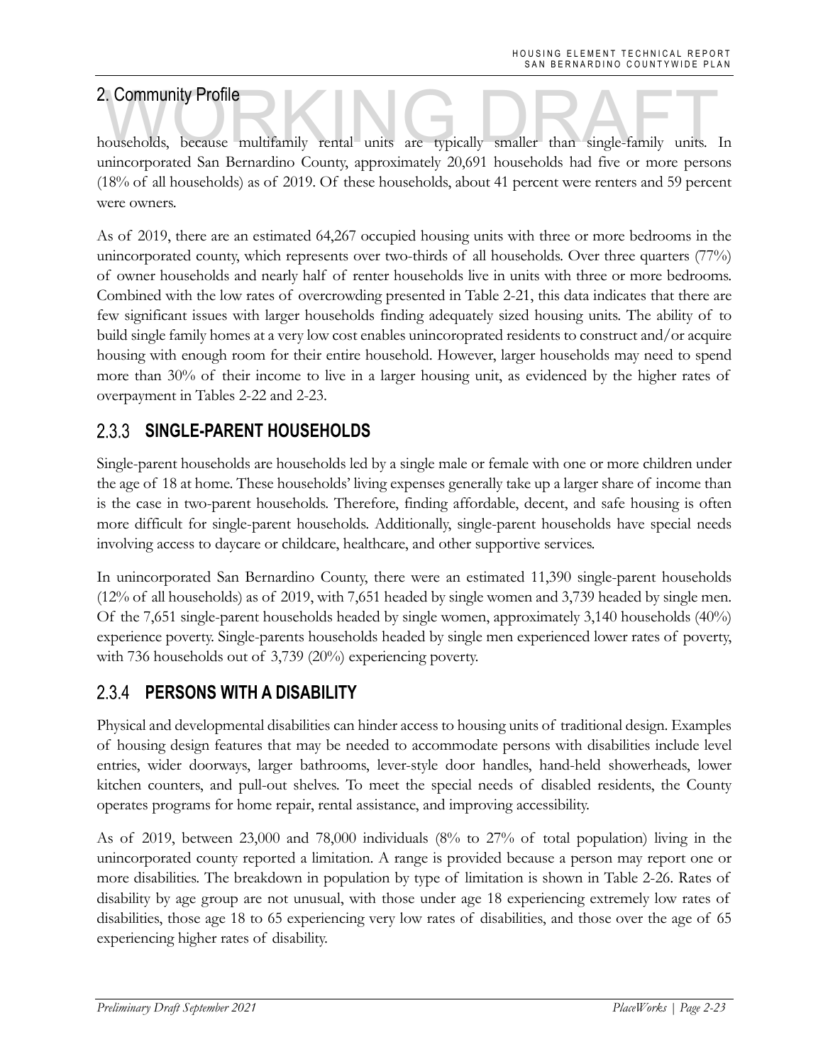households, because multifamily rental units are typically smaller than single-family units. In unincorporated San Bernardino County, approximately 20,691 households had five or more persons (18% of all households) as of 2019. Of these households, about 41 percent were renters and 59 percent were owners.

As of 2019, there are an estimated 64,267 occupied housing units with three or more bedrooms in the unincorporated county, which represents over two-thirds of all households. Over three quarters (77%) of owner households and nearly half of renter households live in units with three or more bedrooms. Combined with the low rates of overcrowding presented in Table 2-21, this data indicates that there are few significant issues with larger households finding adequately sized housing units. The ability of to build single family homes at a very low cost enables unincoroprated residents to construct and/or acquire housing with enough room for their entire household. However, larger households may need to spend more than 30% of their income to live in a larger housing unit, as evidenced by the higher rates of overpayment in Tables 2-22 and 2-23.

### 2.3.3 SINGLE-PARENT HOUSEHOLDS

Single-parent households are households led by a single male or female with one or more children under the age of 18 at home. These households' living expenses generally take up a larger share of income than is the case in two-parent households. Therefore, finding affordable, decent, and safe housing is often more difficult for single-parent households. Additionally, single-parent households have special needs involving access to daycare or childcare, healthcare, and other supportive services.

In unincorporated San Bernardino County, there were an estimated 11,390 single-parent households (12% of all households) as of 2019, with 7,651 headed by single women and 3,739 headed by single men. Of the 7,651 single-parent households headed by single women, approximately 3,140 households (40%) experience poverty. Single-parents households headed by single men experienced lower rates of poverty, with 736 households out of 3,739 (20%) experiencing poverty.

### 2.3.4 PERSONS WITH A DISABILITY

Physical and developmental disabilities can hinder access to housing units of traditional design. Examples of housing design features that may be needed to accommodate persons with disabilities include level entries, wider doorways, larger bathrooms, lever-style door handles, hand-held showerheads, lower kitchen counters, and pull-out shelves. To meet the special needs of disabled residents, the County operates programs for home repair, rental assistance, and improving accessibility.

As of 2019, between 23,000 and 78,000 individuals (8% to 27% of total population) living in the unincorporated county reported a limitation. A range is provided because a person may report one or more disabilities. The breakdown in population by type of limitation is shown in Table 2-26. Rates of disability by age group are not unusual, with those under age 18 experiencing extremely low rates of disabilities, those age 18 to 65 experiencing very low rates of disabilities, and those over the age of 65 experiencing higher rates of disability.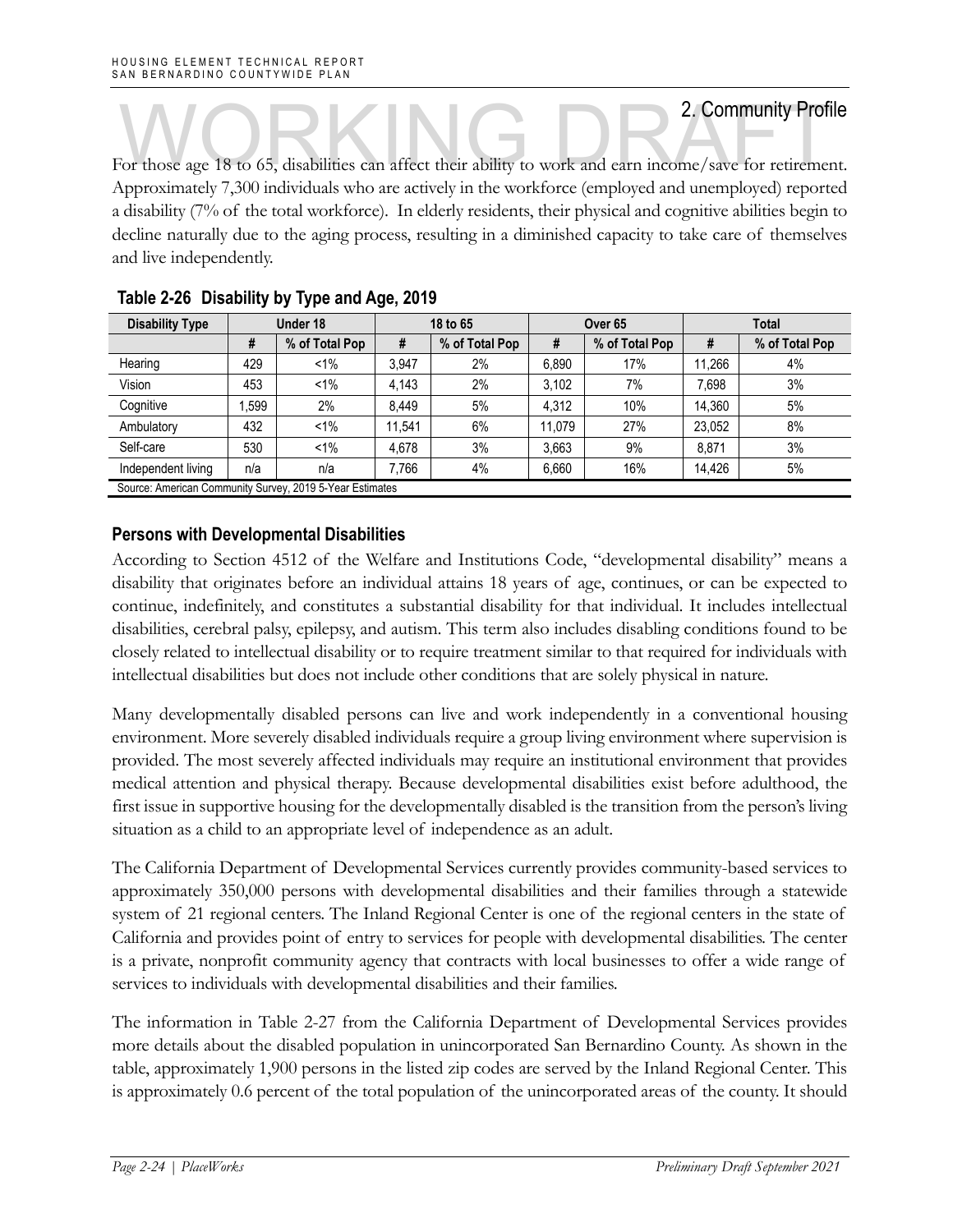## 2. Community Profile

For those age 18 to 65, disabilities can affect their ability to work and earn income/save for retirement. Approximately 7,300 individuals who are actively in the workforce (employed and unemployed) reported a disability (7% of the total workforce). In elderly residents, their physical and cognitive abilities begin to decline naturally due to the aging process, resulting in a diminished capacity to take care of themselves and live independently.

**Table 2-26 Disability by Type and Age, 2019**

| Disability Type | Under 18 | | 18 to 65 | | Over 65 | | Total | |
|---|---|---|---|---|---|---|---|---|
| | # | % of Total Pop | # | % of Total Pop | # | % of Total Pop | # | % of Total Pop |
| Hearing | 429 | <1% | 3,947 | 2% | 6,890 | 17% | 11,266 | 4% |
| Vision | 453 | <1% | 4,143 | 2% | 3,102 | 7% | 7,698 | 3% |
| Cognitive | 1,599 | 2% | 8,449 | 5% | 4,312 | 10% | 14,360 | 5% |
| Ambulatory | 432 | <1% | 11,541 | 6% | 11,079 | 27% | 23,052 | 8% |
| Self-care | 530 | <1% | 4,678 | 3% | 3,663 | 9% | 8,871 | 3% |
| Independent living | n/a | n/a | 7,766 | 4% | 6,660 | 16% | 14,426 | 5% |

Source: American Community Survey, 2019 5-Year Estimates

### Persons with Developmental Disabilities

According to Section 4512 of the Welfare and Institutions Code, "developmental disability" means a disability that originates before an individual attains 18 years of age, continues, or can be expected to continue, indefinitely, and constitutes a substantial disability for that individual. It includes intellectual disabilities, cerebral palsy, epilepsy, and autism. This term also includes disabling conditions found to be closely related to intellectual disability or to require treatment similar to that required for individuals with intellectual disabilities but does not include other conditions that are solely physical in nature.

Many developmentally disabled persons can live and work independently in a conventional housing environment. More severely disabled individuals require a group living environment where supervision is provided. The most severely affected individuals may require an institutional environment that provides medical attention and physical therapy. Because developmental disabilities exist before adulthood, the first issue in supportive housing for the developmentally disabled is the transition from the person's living situation as a child to an appropriate level of independence as an adult.

The California Department of Developmental Services currently provides community-based services to approximately 350,000 persons with developmental disabilities and their families through a statewide system of 21 regional centers. The Inland Regional Center is one of the regional centers in the state of California and provides point of entry to services for people with developmental disabilities. The center is a private, nonprofit community agency that contracts with local businesses to offer a wide range of services to individuals with developmental disabilities and their families.

The information in Table 2-27 from the California Department of Developmental Services provides more details about the disabled population in unincorporated San Bernardino County. As shown in the table, approximately 1,900 persons in the listed zip codes are served by the Inland Regional Center. This is approximately 0.6 percent of the total population of the unincorporated areas of the county. It should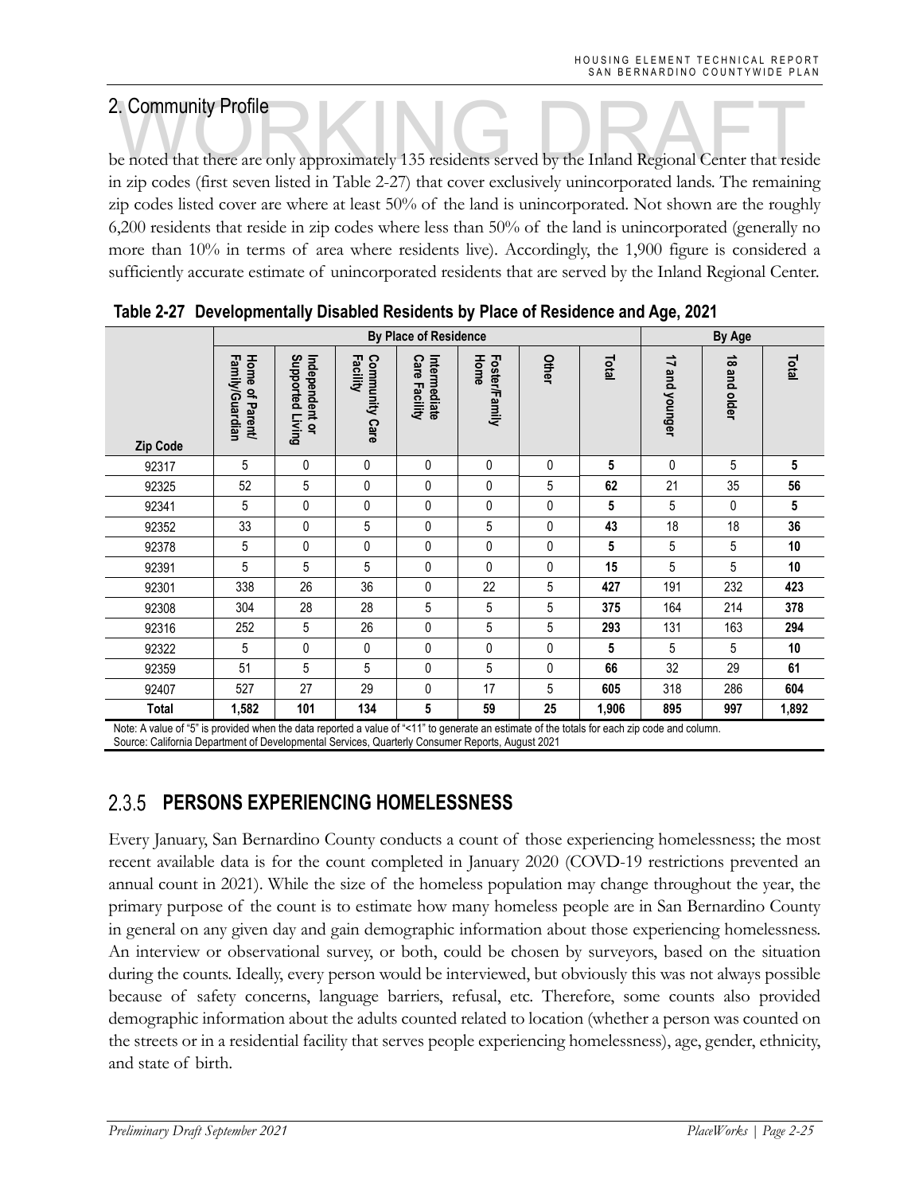## 2. Community Profile

be noted that there are only approximately 135 residents served by the Inland Regional Center that reside in zip codes (first seven listed in Table 2-27) that cover exclusively unincorporated lands. The remaining zip codes listed cover are where at least 50% of the land is unincorporated. Not shown are the roughly 6,200 residents that reside in zip codes where less than 50% of the land is unincorporated (generally no more than 10% in terms of area where residents live). Accordingly, the 1,900 figure is considered a sufficiently accurate estimate of unincorporated residents that are served by the Inland Regional Center.

**Table 2-27 Developmentally Disabled Residents by Place of Residence and Age, 2021**

| | By Place of Residence | | | | | | | By Age | | |
|---|---|---|---|---|---|---|---|---|---|---|
| Zip Code | Home of Parent/ Family/Guardian | Independent or Supported Living | Community Care Facility | Intermediate Care Facility | Foster/Family Home | Other | Total | 17 and younger | 18 and older | Total |
| 92317 | 5 | 0 | 0 | 0 | 0 | 0 | **5** | 0 | 5 | **5** |
| 92325 | 52 | 5 | 0 | 0 | 0 | 5 | **62** | 21 | 35 | **56** |
| 92341 | 5 | 0 | 0 | 0 | 0 | 0 | **5** | 5 | 0 | **5** |
| 92352 | 33 | 0 | 5 | 0 | 5 | 0 | **43** | 18 | 18 | **36** |
| 92378 | 5 | 0 | 0 | 0 | 0 | 0 | **5** | 5 | 5 | **10** |
| 92391 | 5 | 5 | 5 | 0 | 0 | 0 | **15** | 5 | 5 | **10** |
| 92301 | 338 | 26 | 36 | 0 | 22 | 5 | **427** | 191 | 232 | **423** |
| 92308 | 304 | 28 | 28 | 5 | 5 | 5 | **375** | 164 | 214 | **378** |
| 92316 | 252 | 5 | 26 | 0 | 5 | 5 | **293** | 131 | 163 | **294** |
| 92322 | 5 | 0 | 0 | 0 | 0 | 0 | **5** | 5 | 5 | **10** |
| 92359 | 51 | 5 | 5 | 0 | 5 | 0 | **66** | 32 | 29 | **61** |
| 92407 | 527 | 27 | 29 | 0 | 17 | 5 | **605** | 318 | 286 | **604** |
| **Total** | **1,582** | **101** | **134** | **5** | **59** | **25** | **1,906** | **895** | **997** | **1,892** |

Note: A value of "5" is provided when the data reported a value of "<11" to generate an estimate of the totals for each zip code and column.
Source: California Department of Developmental Services, Quarterly Consumer Reports, August 2021

### 2.3.5 PERSONS EXPERIENCING HOMELESSNESS

Every January, San Bernardino County conducts a count of those experiencing homelessness; the most recent available data is for the count completed in January 2020 (COVD-19 restrictions prevented an annual count in 2021). While the size of the homeless population may change throughout the year, the primary purpose of the count is to estimate how many homeless people are in San Bernardino County in general on any given day and gain demographic information about those experiencing homelessness. An interview or observational survey, or both, could be chosen by surveyors, based on the situation during the counts. Ideally, every person would be interviewed, but obviously this was not always possible because of safety concerns, language barriers, refusal, etc. Therefore, some counts also provided demographic information about the adults counted related to location (whether a person was counted on the streets or in a residential facility that serves people experiencing homelessness), age, gender, ethnicity, and state of birth.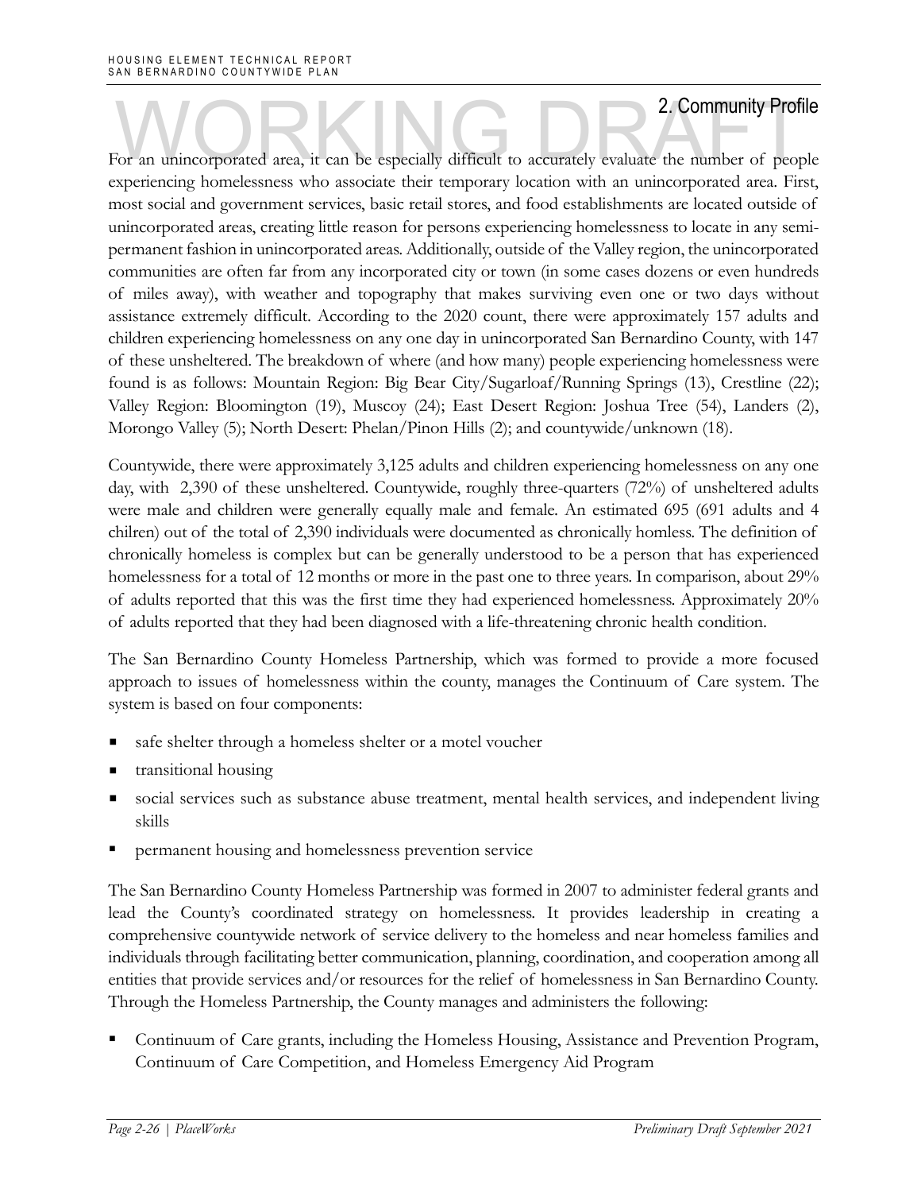For an unincorporated area, it can be especially difficult to accurately evaluate the number of people experiencing homelessness who associate their temporary location with an unincorporated area. First, most social and government services, basic retail stores, and food establishments are located outside of unincorporated areas, creating little reason for persons experiencing homelessness to locate in any semi-permanent fashion in unincorporated areas. Additionally, outside of the Valley region, the unincorporated communities are often far from any incorporated city or town (in some cases dozens or even hundreds of miles away), with weather and topography that makes surviving even one or two days without assistance extremely difficult. According to the 2020 count, there were approximately 157 adults and children experiencing homelessness on any one day in unincorporated San Bernardino County, with 147 of these unsheltered. The breakdown of where (and how many) people experiencing homelessness were found is as follows: Mountain Region: Big Bear City/Sugarloaf/Running Springs (13), Crestline (22); Valley Region: Bloomington (19), Muscoy (24); East Desert Region: Joshua Tree (54), Landers (2), Morongo Valley (5); North Desert: Phelan/Pinon Hills (2); and countywide/unknown (18).

Countywide, there were approximately 3,125 adults and children experiencing homelessness on any one day, with 2,390 of these unsheltered. Countywide, roughly three-quarters (72%) of unsheltered adults were male and children were generally equally male and female. An estimated 695 (691 adults and 4 chilren) out of the total of 2,390 individuals were documented as chronically homless. The definition of chronically homeless is complex but can be generally understood to be a person that has experienced homelessness for a total of 12 months or more in the past one to three years. In comparison, about 29% of adults reported that this was the first time they had experienced homelessness. Approximately 20% of adults reported that they had been diagnosed with a life-threatening chronic health condition.

The San Bernardino County Homeless Partnership, which was formed to provide a more focused approach to issues of homelessness within the county, manages the Continuum of Care system. The system is based on four components:

- safe shelter through a homeless shelter or a motel voucher
- transitional housing
- social services such as substance abuse treatment, mental health services, and independent living skills
- permanent housing and homelessness prevention service

The San Bernardino County Homeless Partnership was formed in 2007 to administer federal grants and lead the County's coordinated strategy on homelessness. It provides leadership in creating a comprehensive countywide network of service delivery to the homeless and near homeless families and individuals through facilitating better communication, planning, coordination, and cooperation among all entities that provide services and/or resources for the relief of homelessness in San Bernardino County. Through the Homeless Partnership, the County manages and administers the following:

- Continuum of Care grants, including the Homeless Housing, Assistance and Prevention Program, Continuum of Care Competition, and Homeless Emergency Aid Program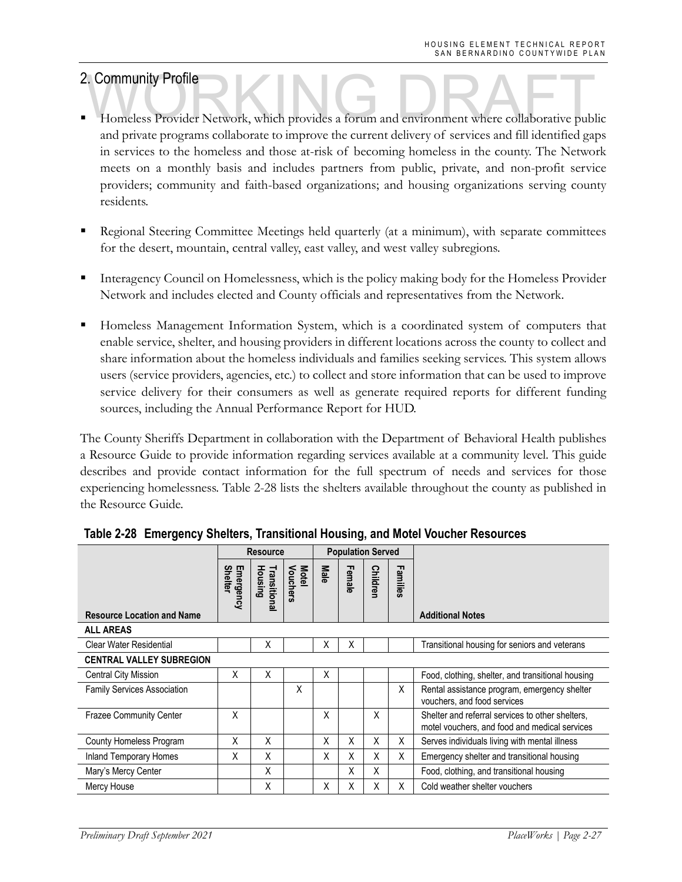## 2. Community Profile

- Homeless Provider Network, which provides a forum and environment where collaborative public and private programs collaborate to improve the current delivery of services and fill identified gaps in services to the homeless and those at-risk of becoming homeless in the county. The Network meets on a monthly basis and includes partners from public, private, and non-profit service providers; community and faith-based organizations; and housing organizations serving county residents.

- Regional Steering Committee Meetings held quarterly (at a minimum), with separate committees for the desert, mountain, central valley, east valley, and west valley subregions.

- Interagency Council on Homelessness, which is the policy making body for the Homeless Provider Network and includes elected and County officials and representatives from the Network.

- Homeless Management Information System, which is a coordinated system of computers that enable service, shelter, and housing providers in different locations across the county to collect and share information about the homeless individuals and families seeking services. This system allows users (service providers, agencies, etc.) to collect and store information that can be used to improve service delivery for their consumers as well as generate required reports for different funding sources, including the Annual Performance Report for HUD.

The County Sheriffs Department in collaboration with the Department of Behavioral Health publishes a Resource Guide to provide information regarding services available at a community level. This guide describes and provide contact information for the full spectrum of needs and services for those experiencing homelessness. Table 2-28 lists the shelters available throughout the county as published in the Resource Guide.

**Table 2-28 Emergency Shelters, Transitional Housing, and Motel Voucher Resources**

| | Resource | | | Population Served | | | | |
|---|---|---|---|---|---|---|---|---|
| Resource Location and Name | Emergency Shelter | Transitional Housing | Motel Vouchers | Male | Female | Children | Families | Additional Notes |
| **ALL AREAS** | | | | | | | | |
| Clear Water Residential | | X | | X | X | | | Transitional housing for seniors and veterans |
| **CENTRAL VALLEY SUBREGION** | | | | | | | | |
| Central City Mission | X | X | | X | | | | Food, clothing, shelter, and transitional housing |
| Family Services Association | | | X | | | | X | Rental assistance program, emergency shelter vouchers, and food services |
| Frazee Community Center | X | | | X | | X | | Shelter and referral services to other shelters, motel vouchers, and food and medical services |
| County Homeless Program | X | X | | X | X | X | X | Serves individuals living with mental illness |
| Inland Temporary Homes | X | X | | X | X | X | X | Emergency shelter and transitional housing |
| Mary's Mercy Center | | X | | | X | X | | Food, clothing, and transitional housing |
| Mercy House | | X | | X | X | X | X | Cold weather shelter vouchers |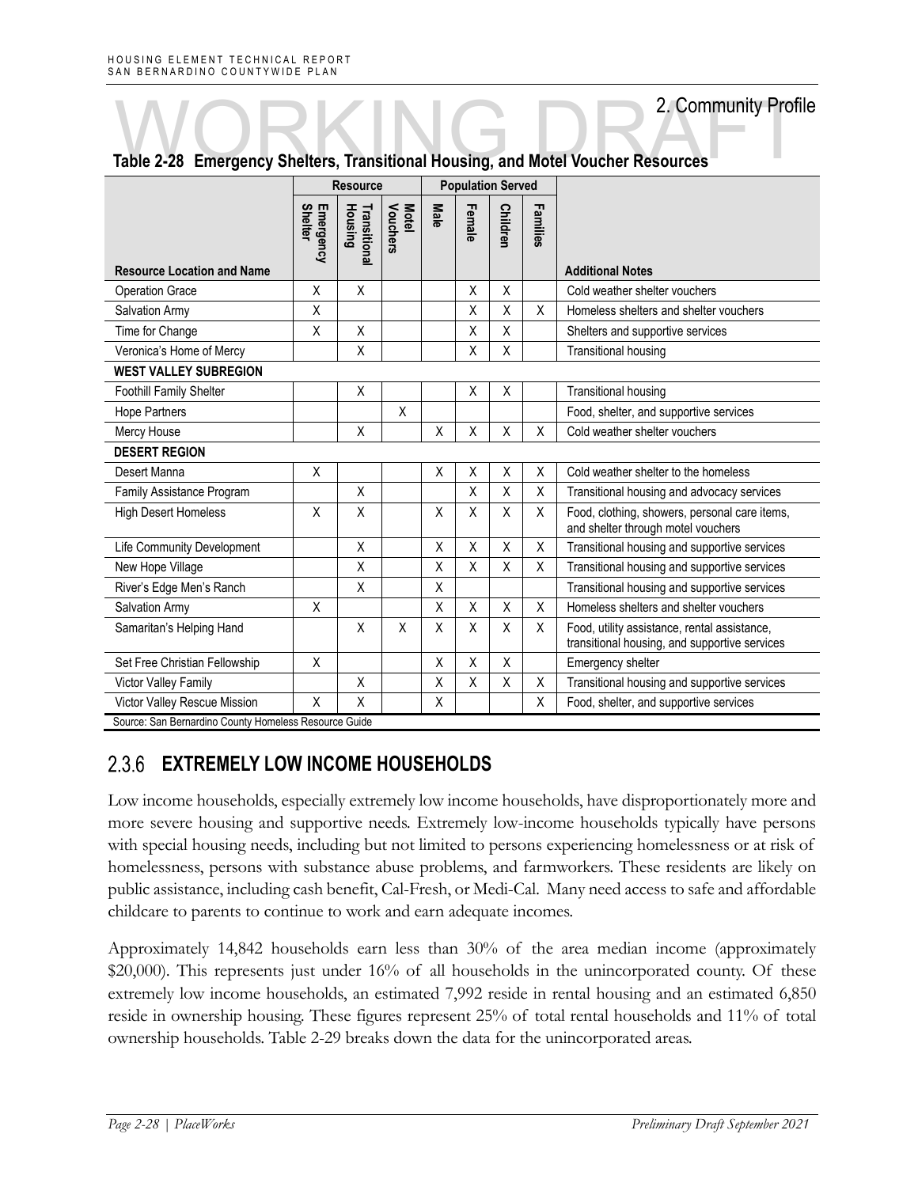## 2. Community Profile

**Table 2-28 Emergency Shelters, Transitional Housing, and Motel Voucher Resources**

| | Resource | | | Population Served | | | | |
|---|---|---|---|---|---|---|---|---|
| Resource Location and Name | Emergency Shelter | Transitional Housing | Motel Vouchers | Male | Female | Children | Families | Additional Notes |
| Operation Grace | X | X | | | X | X | | Cold weather shelter vouchers |
| Salvation Army | X | | | | X | X | X | Homeless shelters and shelter vouchers |
| Time for Change | X | X | | | X | X | | Shelters and supportive services |
| Veronica's Home of Mercy | | X | | | X | X | | Transitional housing |
| **WEST VALLEY SUBREGION** | | | | | | | | |
| Foothill Family Shelter | | X | | | X | X | | Transitional housing |
| Hope Partners | | | X | | | | | Food, shelter, and supportive services |
| Mercy House | | X | | X | X | X | X | Cold weather shelter vouchers |
| **DESERT REGION** | | | | | | | | |
| Desert Manna | X | | | X | X | X | X | Cold weather shelter to the homeless |
| Family Assistance Program | | X | | | X | X | X | Transitional housing and advocacy services |
| High Desert Homeless | X | X | | X | X | X | X | Food, clothing, showers, personal care items, and shelter through motel vouchers |
| Life Community Development | | X | | X | X | X | X | Transitional housing and supportive services |
| New Hope Village | | X | | X | X | X | X | Transitional housing and supportive services |
| River's Edge Men's Ranch | | X | | X | | | | Transitional housing and supportive services |
| Salvation Army | X | | | X | X | X | X | Homeless shelters and shelter vouchers |
| Samaritan's Helping Hand | | X | X | X | X | X | X | Food, utility assistance, rental assistance, transitional housing, and supportive services |
| Set Free Christian Fellowship | X | | | X | X | X | | Emergency shelter |
| Victor Valley Family | | X | | X | X | X | X | Transitional housing and supportive services |
| Victor Valley Rescue Mission | X | X | | X | | | X | Food, shelter, and supportive services |

Source: San Bernardino County Homeless Resource Guide

## 2.3.6 EXTREMELY LOW INCOME HOUSEHOLDS

Low income households, especially extremely low income households, have disproportionately more and more severe housing and supportive needs. Extremely low-income households typically have persons with special housing needs, including but not limited to persons experiencing homelessness or at risk of homelessness, persons with substance abuse problems, and farmworkers. These residents are likely on public assistance, including cash benefit, Cal-Fresh, or Medi-Cal. Many need access to safe and affordable childcare to parents to continue to work and earn adequate incomes.

Approximately 14,842 households earn less than 30% of the area median income (approximately $20,000). This represents just under 16% of all households in the unincorporated county. Of these extremely low income households, an estimated 7,992 reside in rental housing and an estimated 6,850 reside in ownership housing. These figures represent 25% of total rental households and 11% of total ownership households. Table 2-29 breaks down the data for the unincorporated areas.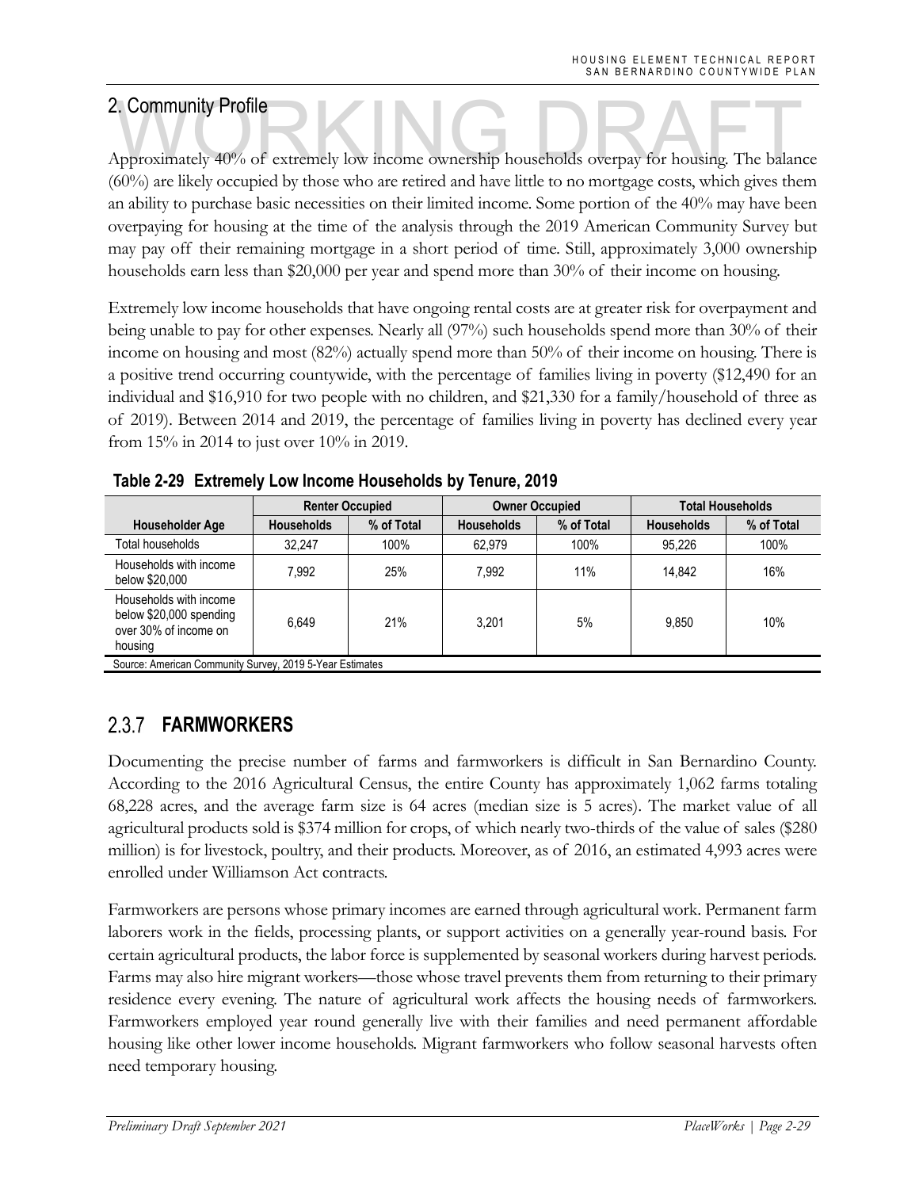## 2. Community Profile

Approximately 40% of extremely low income ownership households overpay for housing. The balance (60%) are likely occupied by those who are retired and have little to no mortgage costs, which gives them an ability to purchase basic necessities on their limited income. Some portion of the 40% may have been overpaying for housing at the time of the analysis through the 2019 American Community Survey but may pay off their remaining mortgage in a short period of time. Still, approximately 3,000 ownership households earn less than $20,000 per year and spend more than 30% of their income on housing.

Extremely low income households that have ongoing rental costs are at greater risk for overpayment and being unable to pay for other expenses. Nearly all (97%) such households spend more than 30% of their income on housing and most (82%) actually spend more than 50% of their income on housing. There is a positive trend occurring countywide, with the percentage of families living in poverty ($12,490 for an individual and $16,910 for two people with no children, and $21,330 for a family/household of three as of 2019). Between 2014 and 2019, the percentage of families living in poverty has declined every year from 15% in 2014 to just over 10% in 2019.

**Table 2-29 Extremely Low Income Households by Tenure, 2019**

| | Renter Occupied | | Owner Occupied | | Total Households | |
|---|---|---|---|---|---|---|
| Householder Age | Households | % of Total | Households | % of Total | Households | % of Total |
| Total households | 32,247 | 100% | 62,979 | 100% | 95,226 | 100% |
| Households with income below $20,000 | 7,992 | 25% | 7,992 | 11% | 14,842 | 16% |
| Households with income below $20,000 spending over 30% of income on housing | 6,649 | 21% | 3,201 | 5% | 9,850 | 10% |

Source: American Community Survey, 2019 5-Year Estimates

### 2.3.7 FARMWORKERS

Documenting the precise number of farms and farmworkers is difficult in San Bernardino County. According to the 2016 Agricultural Census, the entire County has approximately 1,062 farms totaling 68,228 acres, and the average farm size is 64 acres (median size is 5 acres). The market value of all agricultural products sold is $374 million for crops, of which nearly two-thirds of the value of sales ($280 million) is for livestock, poultry, and their products. Moreover, as of 2016, an estimated 4,993 acres were enrolled under Williamson Act contracts.

Farmworkers are persons whose primary incomes are earned through agricultural work. Permanent farm laborers work in the fields, processing plants, or support activities on a generally year-round basis. For certain agricultural products, the labor force is supplemented by seasonal workers during harvest periods. Farms may also hire migrant workers—those whose travel prevents them from returning to their primary residence every evening. The nature of agricultural work affects the housing needs of farmworkers. Farmworkers employed year round generally live with their families and need permanent affordable housing like other lower income households. Migrant farmworkers who follow seasonal harvests often need temporary housing.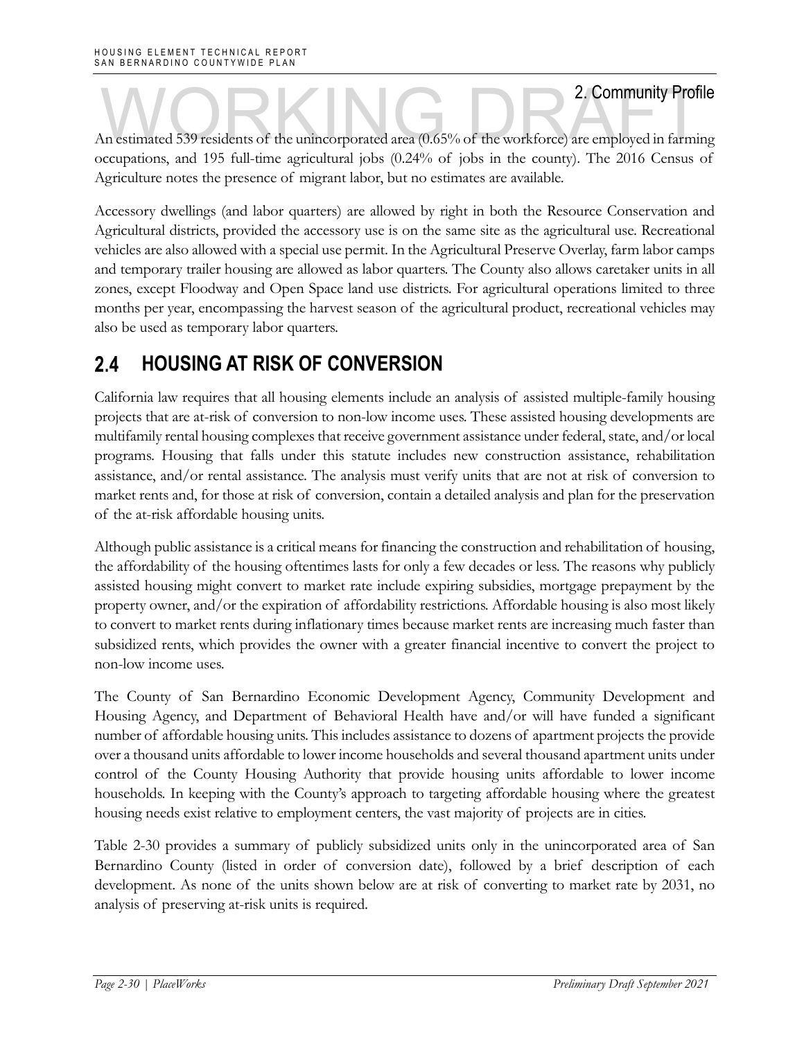An estimated 539 residents of the unincorporated area (0.65% of the workforce) are employed in farming occupations, and 195 full-time agricultural jobs (0.24% of jobs in the county). The 2016 Census of Agriculture notes the presence of migrant labor, but no estimates are available.

Accessory dwellings (and labor quarters) are allowed by right in both the Resource Conservation and Agricultural districts, provided the accessory use is on the same site as the agricultural use. Recreational vehicles are also allowed with a special use permit. In the Agricultural Preserve Overlay, farm labor camps and temporary trailer housing are allowed as labor quarters. The County also allows caretaker units in all zones, except Floodway and Open Space land use districts. For agricultural operations limited to three months per year, encompassing the harvest season of the agricultural product, recreational vehicles may also be used as temporary labor quarters.

## 2.4 HOUSING AT RISK OF CONVERSION

California law requires that all housing elements include an analysis of assisted multiple-family housing projects that are at-risk of conversion to non-low income uses. These assisted housing developments are multifamily rental housing complexes that receive government assistance under federal, state, and/or local programs. Housing that falls under this statute includes new construction assistance, rehabilitation assistance, and/or rental assistance. The analysis must verify units that are not at risk of conversion to market rents and, for those at risk of conversion, contain a detailed analysis and plan for the preservation of the at-risk affordable housing units.

Although public assistance is a critical means for financing the construction and rehabilitation of housing, the affordability of the housing oftentimes lasts for only a few decades or less. The reasons why publicly assisted housing might convert to market rate include expiring subsidies, mortgage prepayment by the property owner, and/or the expiration of affordability restrictions. Affordable housing is also most likely to convert to market rents during inflationary times because market rents are increasing much faster than subsidized rents, which provides the owner with a greater financial incentive to convert the project to non-low income uses.

The County of San Bernardino Economic Development Agency, Community Development and Housing Agency, and Department of Behavioral Health have and/or will have funded a significant number of affordable housing units. This includes assistance to dozens of apartment projects the provide over a thousand units affordable to lower income households and several thousand apartment units under control of the County Housing Authority that provide housing units affordable to lower income households. In keeping with the County's approach to targeting affordable housing where the greatest housing needs exist relative to employment centers, the vast majority of projects are in cities.

Table 2-30 provides a summary of publicly subsidized units only in the unincorporated area of San Bernardino County (listed in order of conversion date), followed by a brief description of each development. As none of the units shown below are at risk of converting to market rate by 2031, no analysis of preserving at-risk units is required.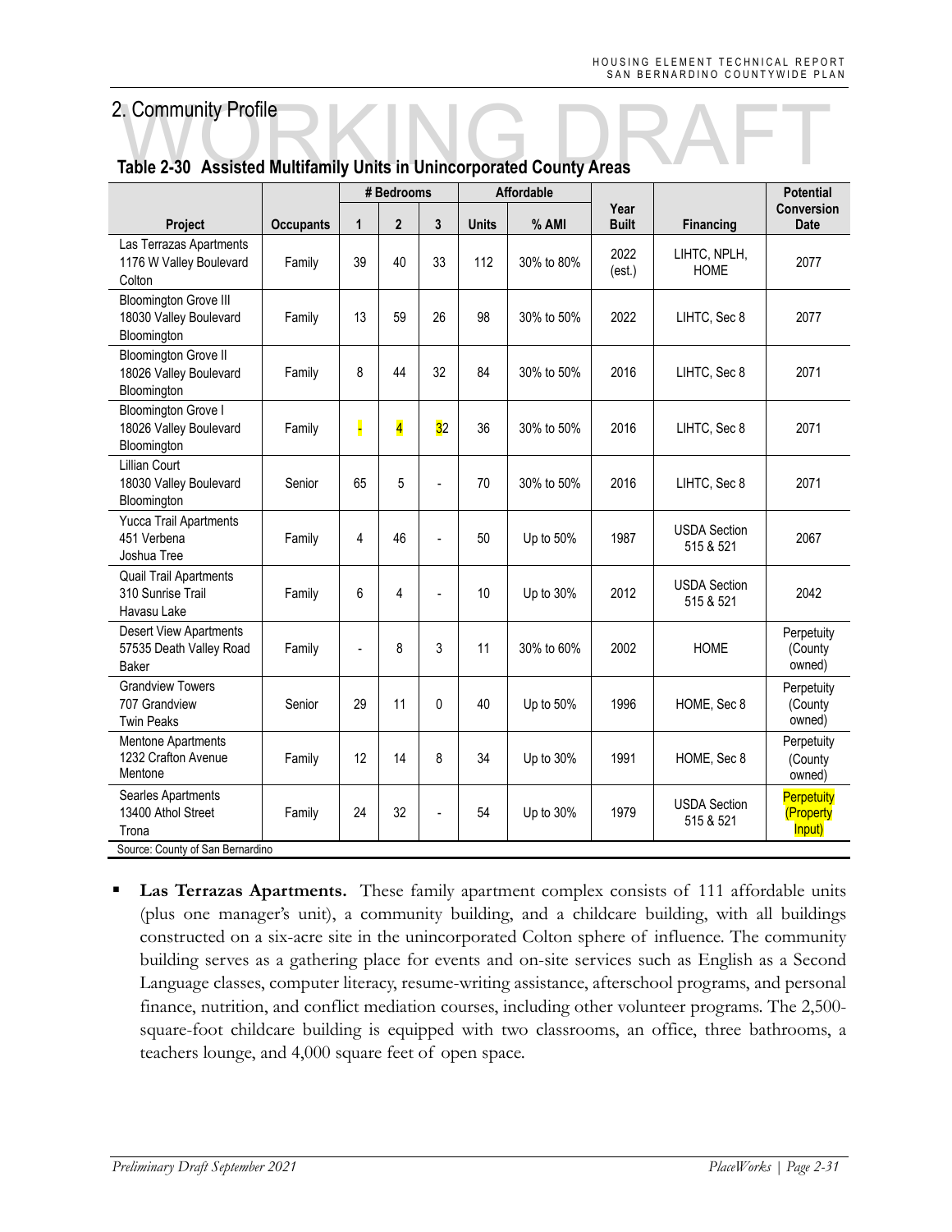## 2. Community Profile

### Table 2-30 Assisted Multifamily Units in Unincorporated County Areas

| Project | Occupants | # Bedrooms | | | Affordable | | Year Built | Financing | Potential Conversion Date |
|---|---|---|---|---|---|---|---|---|---|
| | | 1 | 2 | 3 | Units | % AMI | | | |
| Las Terrazas Apartments 1176 W Valley Boulevard Colton | Family | 39 | 40 | 33 | 112 | 30% to 80% | 2022 (est.) | LIHTC, NPLH, HOME | 2077 |
| Bloomington Grove III 18030 Valley Boulevard Bloomington | Family | 13 | 59 | 26 | 98 | 30% to 50% | 2022 | LIHTC, Sec 8 | 2077 |
| Bloomington Grove II 18026 Valley Boulevard Bloomington | Family | 8 | 44 | 32 | 84 | 30% to 50% | 2016 | LIHTC, Sec 8 | 2071 |
| Bloomington Grove I 18026 Valley Boulevard Bloomington | Family | - | 4 | 32 | 36 | 30% to 50% | 2016 | LIHTC, Sec 8 | 2071 |
| Lillian Court 18030 Valley Boulevard Bloomington | Senior | 65 | 5 | - | 70 | 30% to 50% | 2016 | LIHTC, Sec 8 | 2071 |
| Yucca Trail Apartments 451 Verbena Joshua Tree | Family | 4 | 46 | - | 50 | Up to 50% | 1987 | USDA Section 515 & 521 | 2067 |
| Quail Trail Apartments 310 Sunrise Trail Havasu Lake | Family | 6 | 4 | - | 10 | Up to 30% | 2012 | USDA Section 515 & 521 | 2042 |
| Desert View Apartments 57535 Death Valley Road Baker | Family | - | 8 | 3 | 11 | 30% to 60% | 2002 | HOME | Perpetuity (County owned) |
| Grandview Towers 707 Grandview Twin Peaks | Senior | 29 | 11 | 0 | 40 | Up to 50% | 1996 | HOME, Sec 8 | Perpetuity (County owned) |
| Mentone Apartments 1232 Crafton Avenue Mentone | Family | 12 | 14 | 8 | 34 | Up to 30% | 1991 | HOME, Sec 8 | Perpetuity (County owned) |
| Searles Apartments 13400 Athol Street Trona | Family | 24 | 32 | - | 54 | Up to 30% | 1979 | USDA Section 515 & 521 | Perpetuity (Property Input) |

Source: County of San Bernardino

- **Las Terrazas Apartments.** These family apartment complex consists of 111 affordable units (plus one manager's unit), a community building, and a childcare building, with all buildings constructed on a six-acre site in the unincorporated Colton sphere of influence. The community building serves as a gathering place for events and on-site services such as English as a Second Language classes, computer literacy, resume-writing assistance, afterschool programs, and personal finance, nutrition, and conflict mediation courses, including other volunteer programs. The 2,500-square-foot childcare building is equipped with two classrooms, an office, three bathrooms, a teachers lounge, and 4,000 square feet of open space.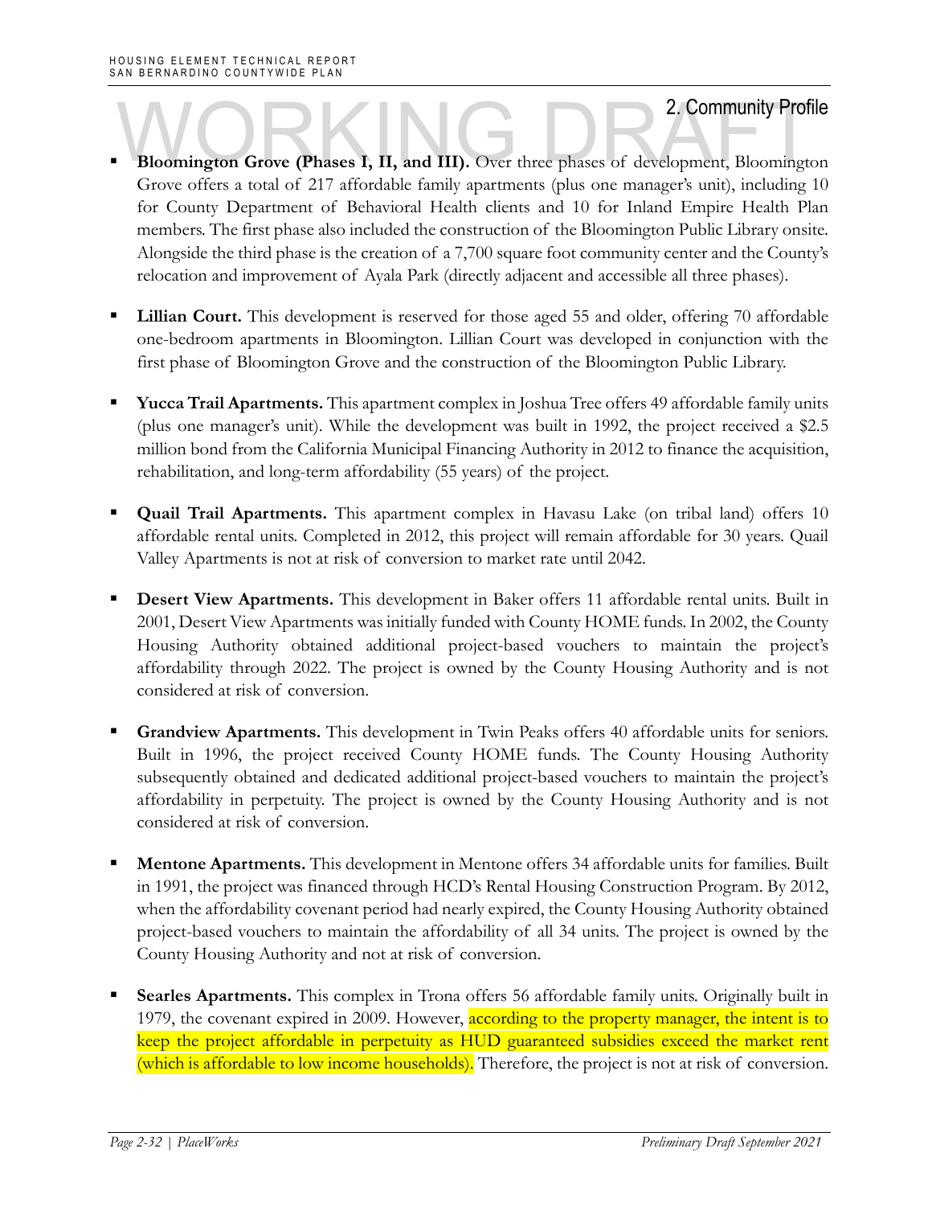- **Bloomington Grove (Phases I, II, and III).** Over three phases of development, Bloomington Grove offers a total of 217 affordable family apartments (plus one manager's unit), including 10 for County Department of Behavioral Health clients and 10 for Inland Empire Health Plan members. The first phase also included the construction of the Bloomington Public Library onsite. Alongside the third phase is the creation of a 7,700 square foot community center and the County's relocation and improvement of Ayala Park (directly adjacent and accessible all three phases).

- **Lillian Court.** This development is reserved for those aged 55 and older, offering 70 affordable one-bedroom apartments in Bloomington. Lillian Court was developed in conjunction with the first phase of Bloomington Grove and the construction of the Bloomington Public Library.

- **Yucca Trail Apartments.** This apartment complex in Joshua Tree offers 49 affordable family units (plus one manager's unit). While the development was built in 1992, the project received a $2.5 million bond from the California Municipal Financing Authority in 2012 to finance the acquisition, rehabilitation, and long-term affordability (55 years) of the project.

- **Quail Trail Apartments.** This apartment complex in Havasu Lake (on tribal land) offers 10 affordable rental units. Completed in 2012, this project will remain affordable for 30 years. Quail Valley Apartments is not at risk of conversion to market rate until 2042.

- **Desert View Apartments.** This development in Baker offers 11 affordable rental units. Built in 2001, Desert View Apartments was initially funded with County HOME funds. In 2002, the County Housing Authority obtained additional project-based vouchers to maintain the project's affordability through 2022. The project is owned by the County Housing Authority and is not considered at risk of conversion.

- **Grandview Apartments.** This development in Twin Peaks offers 40 affordable units for seniors. Built in 1996, the project received County HOME funds. The County Housing Authority subsequently obtained and dedicated additional project-based vouchers to maintain the project's affordability in perpetuity. The project is owned by the County Housing Authority and is not considered at risk of conversion.

- **Mentone Apartments.** This development in Mentone offers 34 affordable units for families. Built in 1991, the project was financed through HCD's Rental Housing Construction Program. By 2012, when the affordability covenant period had nearly expired, the County Housing Authority obtained project-based vouchers to maintain the affordability of all 34 units. The project is owned by the County Housing Authority and not at risk of conversion.

- **Searles Apartments.** This complex in Trona offers 56 affordable family units. Originally built in 1979, the covenant expired in 2009. However, according to the property manager, the intent is to keep the project affordable in perpetuity as HUD guaranteed subsidies exceed the market rent (which is affordable to low income households). Therefore, the project is not at risk of conversion.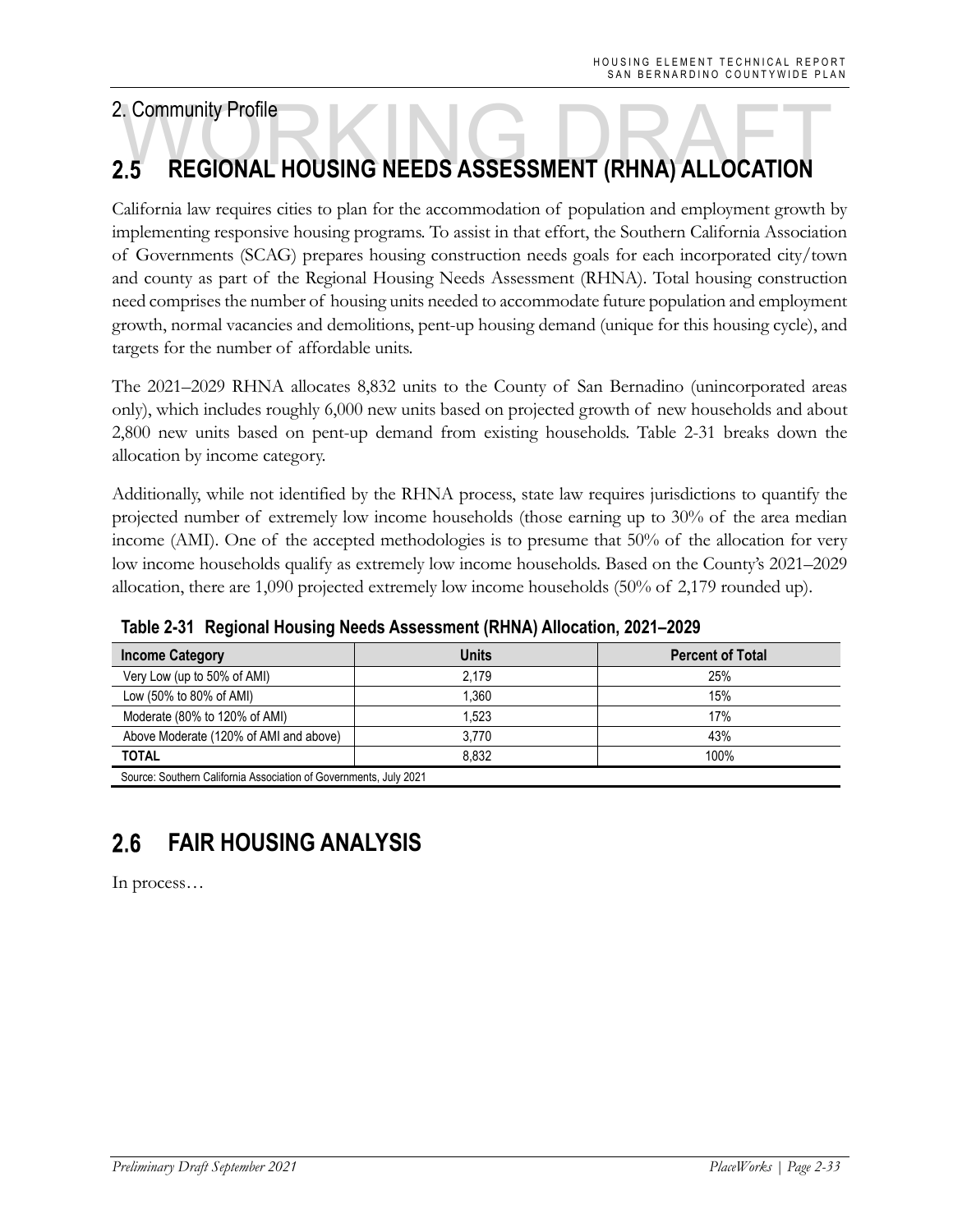2. Community Profile

## 2.5 REGIONAL HOUSING NEEDS ASSESSMENT (RHNA) ALLOCATION

California law requires cities to plan for the accommodation of population and employment growth by implementing responsive housing programs. To assist in that effort, the Southern California Association of Governments (SCAG) prepares housing construction needs goals for each incorporated city/town and county as part of the Regional Housing Needs Assessment (RHNA). Total housing construction need comprises the number of housing units needed to accommodate future population and employment growth, normal vacancies and demolitions, pent-up housing demand (unique for this housing cycle), and targets for the number of affordable units.

The 2021–2029 RHNA allocates 8,832 units to the County of San Bernadino (unincorporated areas only), which includes roughly 6,000 new units based on projected growth of new households and about 2,800 new units based on pent-up demand from existing households. Table 2-31 breaks down the allocation by income category.

Additionally, while not identified by the RHNA process, state law requires jurisdictions to quantify the projected number of extremely low income households (those earning up to 30% of the area median income (AMI). One of the accepted methodologies is to presume that 50% of the allocation for very low income households qualify as extremely low income households. Based on the County's 2021–2029 allocation, there are 1,090 projected extremely low income households (50% of 2,179 rounded up).

**Table 2-31 Regional Housing Needs Assessment (RHNA) Allocation, 2021–2029**

| Income Category | Units | Percent of Total |
|---|---|---|
| Very Low (up to 50% of AMI) | 2,179 | 25% |
| Low (50% to 80% of AMI) | 1,360 | 15% |
| Moderate (80% to 120% of AMI) | 1,523 | 17% |
| Above Moderate (120% of AMI and above) | 3,770 | 43% |
| **TOTAL** | 8,832 | 100% |

Source: Southern California Association of Governments, July 2021

## 2.6 FAIR HOUSING ANALYSIS

In process…